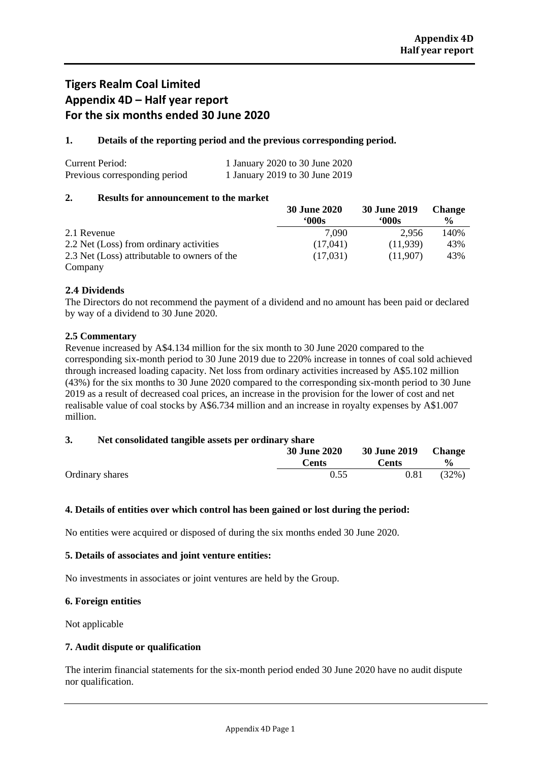# Tigers Realm Coal Limited
# Appendix 4D – Half year report
# For the six months ended 30 June 2020

## 1. Details of the reporting period and the previous corresponding period.

| | |
|---|---|
| Current Period: | 1 January 2020 to 30 June 2020 |
| Previous corresponding period | 1 January 2019 to 30 June 2019 |

## 2. Results for announcement to the market

| | 30 June 2020 '000s | 30 June 2019 '000s | Change % |
|---|---|---|---|
| 2.1 Revenue | 7,090 | 2,956 | 140% |
| 2.2 Net (Loss) from ordinary activities | (17,041) | (11,939) | 43% |
| 2.3 Net (Loss) attributable to owners of the Company | (17,031) | (11,907) | 43% |

### 2.4 Dividends

The Directors do not recommend the payment of a dividend and no amount has been paid or declared by way of a dividend to 30 June 2020.

### 2.5 Commentary

Revenue increased by A$4.134 million for the six month to 30 June 2020 compared to the corresponding six-month period to 30 June 2019 due to 220% increase in tonnes of coal sold achieved through increased loading capacity. Net loss from ordinary activities increased by A$5.102 million (43%) for the six months to 30 June 2020 compared to the corresponding six-month period to 30 June 2019 as a result of decreased coal prices, an increase in the provision for the lower of cost and net realisable value of coal stocks by A$6.734 million and an increase in royalty expenses by A$1.007 million.

## 3. Net consolidated tangible assets per ordinary share

| | 30 June 2020 Cents | 30 June 2019 Cents | Change % |
|---|---|---|---|
| Ordinary shares | 0.55 | 0.81 | (32%) |

## 4. Details of entities over which control has been gained or lost during the period:

No entities were acquired or disposed of during the six months ended 30 June 2020.

## 5. Details of associates and joint venture entities:

No investments in associates or joint ventures are held by the Group.

## 6. Foreign entities

Not applicable

## 7. Audit dispute or qualification

The interim financial statements for the six-month period ended 30 June 2020 have no audit dispute nor qualification.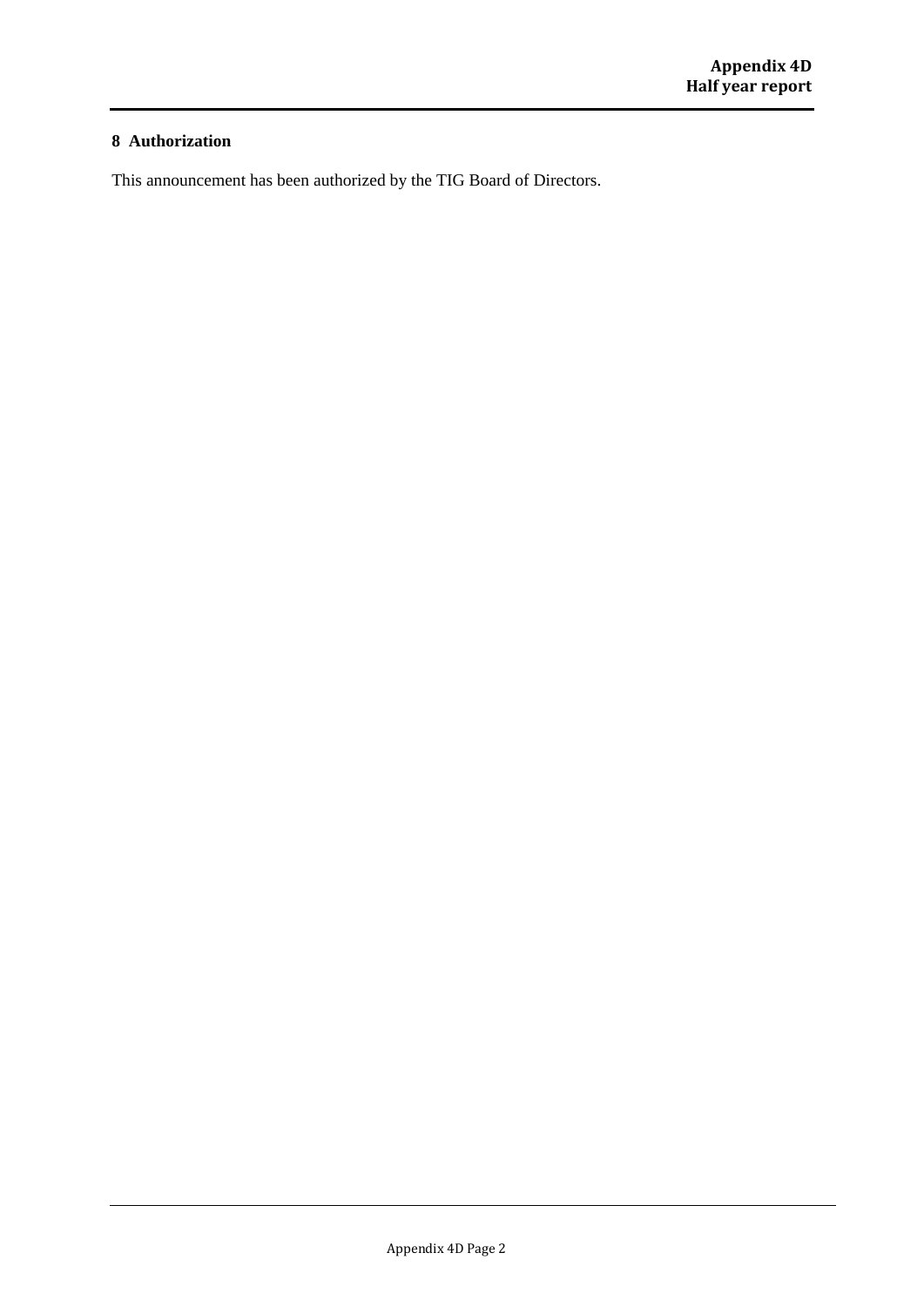## 8 Authorization

This announcement has been authorized by the TIG Board of Directors.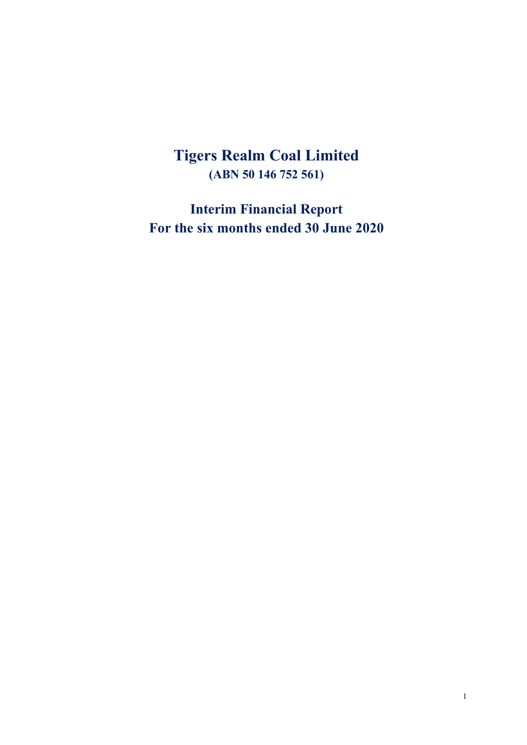# Tigers Realm Coal Limited

**(ABN 50 146 752 561)**

## Interim Financial Report
## For the six months ended 30 June 2020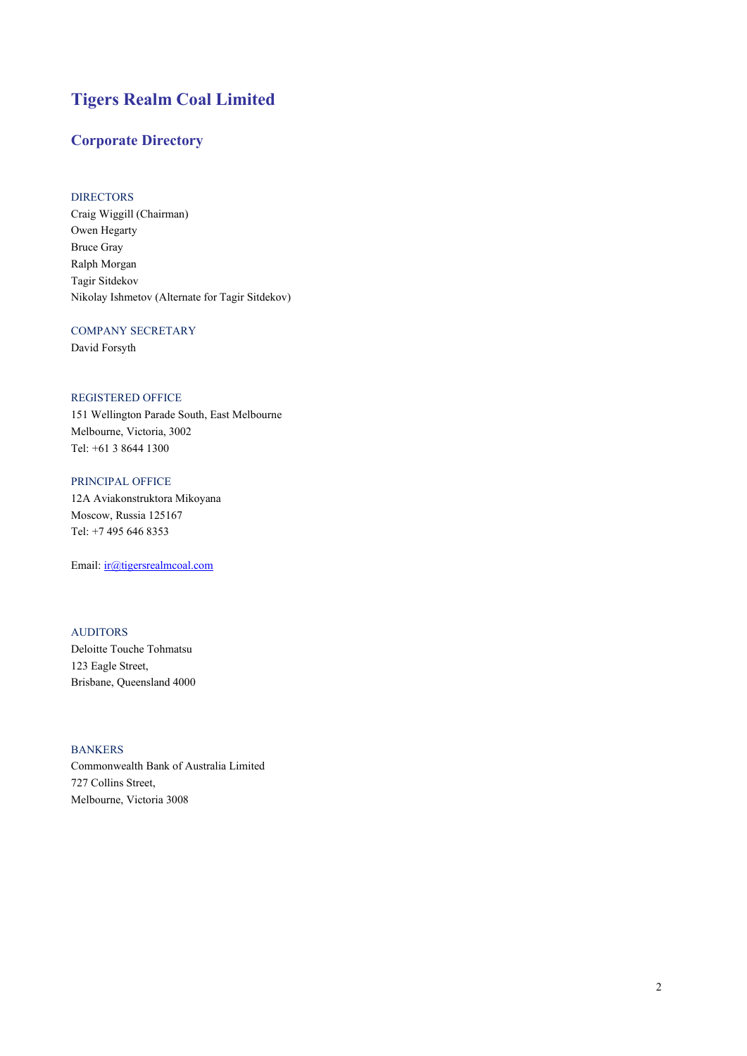# Tigers Realm Coal Limited

## Corporate Directory

### DIRECTORS

Craig Wiggill (Chairman)
Owen Hegarty
Bruce Gray
Ralph Morgan
Tagir Sitdekov
Nikolay Ishmetov (Alternate for Tagir Sitdekov)

### COMPANY SECRETARY

David Forsyth

### REGISTERED OFFICE

151 Wellington Parade South, East Melbourne
Melbourne, Victoria, 3002
Tel: +61 3 8644 1300

### PRINCIPAL OFFICE

12A Aviakonstruktora Mikoyana
Moscow, Russia 125167
Tel: +7 495 646 8353

Email: ir@tigersrealmcoal.com

### AUDITORS

Deloitte Touche Tohmatsu
123 Eagle Street,
Brisbane, Queensland 4000

### BANKERS

Commonwealth Bank of Australia Limited
727 Collins Street,
Melbourne, Victoria 3008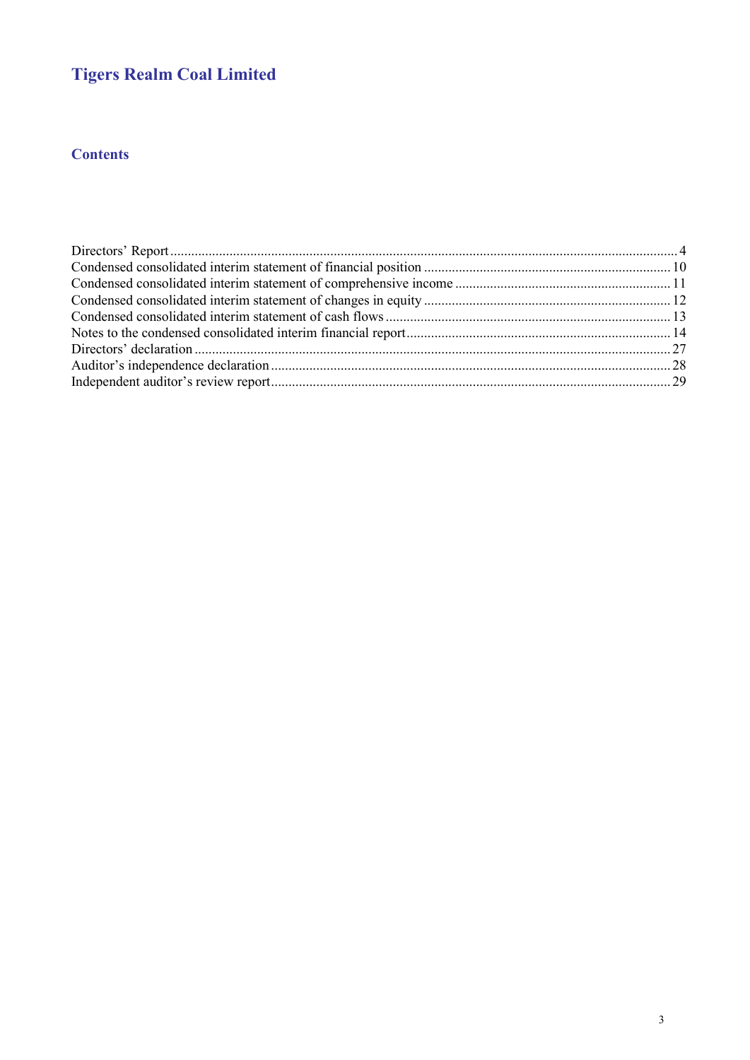# Tigers Realm Coal Limited

## Contents

| | |
|---|---|
| Directors' Report | 4 |
| Condensed consolidated interim statement of financial position | 10 |
| Condensed consolidated interim statement of comprehensive income | 11 |
| Condensed consolidated interim statement of changes in equity | 12 |
| Condensed consolidated interim statement of cash flows | 13 |
| Notes to the condensed consolidated interim financial report | 14 |
| Directors' declaration | 27 |
| Auditor's independence declaration | 28 |
| Independent auditor's review report | 29 |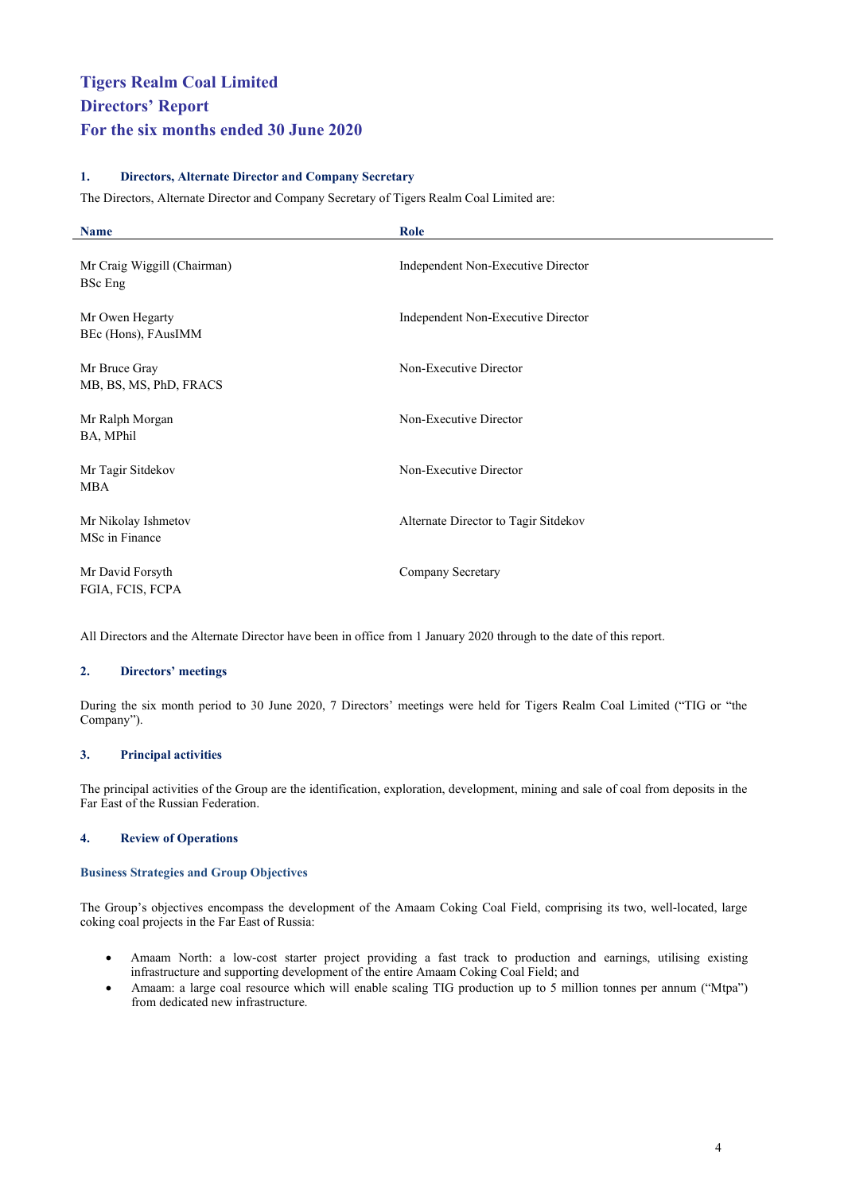# Tigers Realm Coal Limited
# Directors' Report
# For the six months ended 30 June 2020

## 1. Directors, Alternate Director and Company Secretary

The Directors, Alternate Director and Company Secretary of Tigers Realm Coal Limited are:

| Name | Role |
|---|---|
| Mr Craig Wiggill (Chairman)<br>BSc Eng | Independent Non-Executive Director |
| Mr Owen Hegarty<br>BEc (Hons), FAusIMM | Independent Non-Executive Director |
| Mr Bruce Gray<br>MB, BS, MS, PhD, FRACS | Non-Executive Director |
| Mr Ralph Morgan<br>BA, MPhil | Non-Executive Director |
| Mr Tagir Sitdekov<br>MBA | Non-Executive Director |
| Mr Nikolay Ishmetov<br>MSc in Finance | Alternate Director to Tagir Sitdekov |
| Mr David Forsyth<br>FGIA, FCIS, FCPA | Company Secretary |

All Directors and the Alternate Director have been in office from 1 January 2020 through to the date of this report.

## 2. Directors' meetings

During the six month period to 30 June 2020, 7 Directors' meetings were held for Tigers Realm Coal Limited ("TIG or "the Company").

## 3. Principal activities

The principal activities of the Group are the identification, exploration, development, mining and sale of coal from deposits in the Far East of the Russian Federation.

## 4. Review of Operations

### Business Strategies and Group Objectives

The Group's objectives encompass the development of the Amaam Coking Coal Field, comprising its two, well-located, large coking coal projects in the Far East of Russia:

- Amaam North: a low-cost starter project providing a fast track to production and earnings, utilising existing infrastructure and supporting development of the entire Amaam Coking Coal Field; and
- Amaam: a large coal resource which will enable scaling TIG production up to 5 million tonnes per annum ("Mtpa") from dedicated new infrastructure.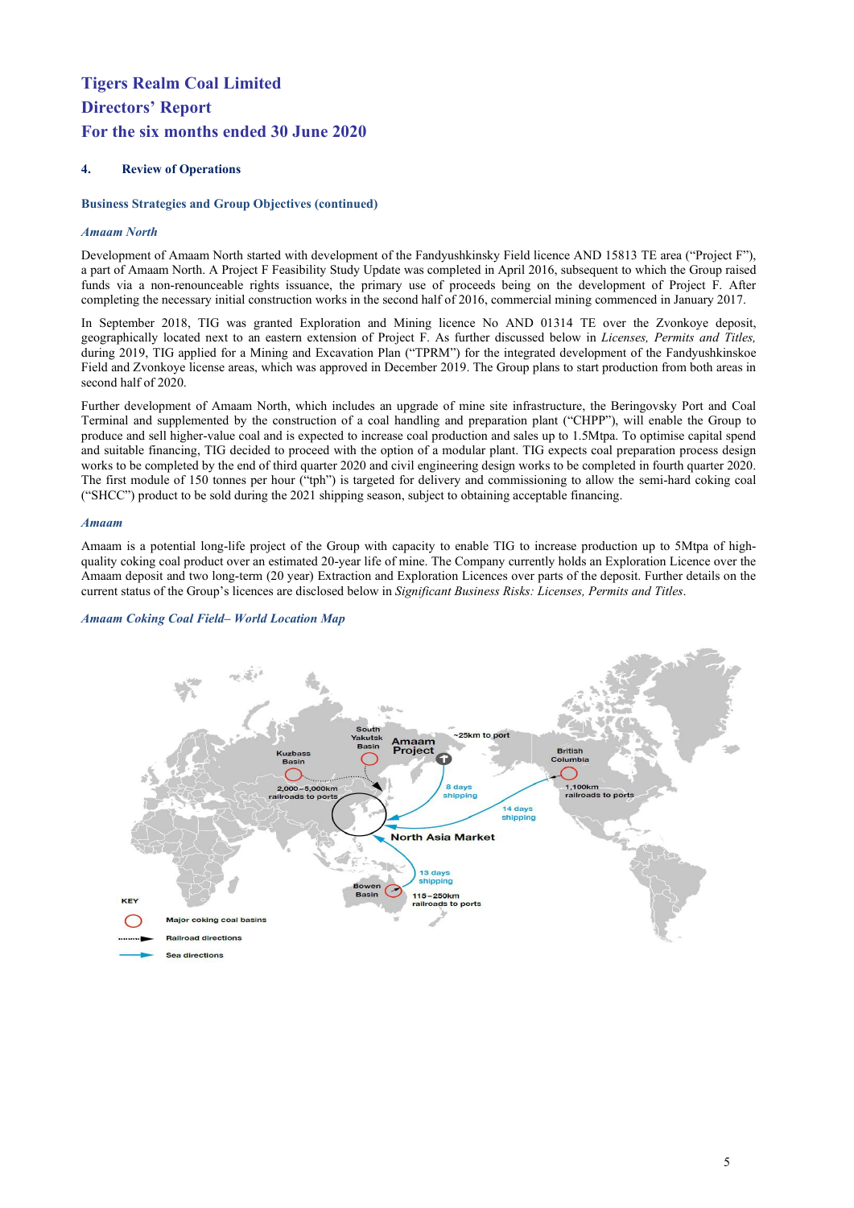# Tigers Realm Coal Limited
# Directors' Report
# For the six months ended 30 June 2020

## 4. Review of Operations

### Business Strategies and Group Objectives (continued)

#### *Amaam North*

Development of Amaam North started with development of the Fandyushkinsky Field licence AND 15813 TE area ("Project F"), a part of Amaam North. A Project F Feasibility Study Update was completed in April 2016, subsequent to which the Group raised funds via a non-renounceable rights issuance, the primary use of proceeds being on the development of Project F. After completing the necessary initial construction works in the second half of 2016, commercial mining commenced in January 2017.

In September 2018, TIG was granted Exploration and Mining licence No AND 01314 TE over the Zvonkoye deposit, geographically located next to an eastern extension of Project F. As further discussed below in *Licenses, Permits and Titles,* during 2019, TIG applied for a Mining and Excavation Plan ("TPRM") for the integrated development of the Fandyushkinskoe Field and Zvonkoye license areas, which was approved in December 2019. The Group plans to start production from both areas in second half of 2020.

Further development of Amaam North, which includes an upgrade of mine site infrastructure, the Beringovsky Port and Coal Terminal and supplemented by the construction of a coal handling and preparation plant ("CHPP"), will enable the Group to produce and sell higher-value coal and is expected to increase coal production and sales up to 1.5Mtpa. To optimise capital spend and suitable financing, TIG decided to proceed with the option of a modular plant. TIG expects coal preparation process design works to be completed by the end of third quarter 2020 and civil engineering design works to be completed in fourth quarter 2020. The first module of 150 tonnes per hour ("tph") is targeted for delivery and commissioning to allow the semi-hard coking coal ("SHCC") product to be sold during the 2021 shipping season, subject to obtaining acceptable financing.

#### *Amaam*

Amaam is a potential long-life project of the Group with capacity to enable TIG to increase production up to 5Mtpa of high-quality coking coal product over an estimated 20-year life of mine. The Company currently holds an Exploration Licence over the Amaam deposit and two long-term (20 year) Extraction and Exploration Licences over parts of the deposit. Further details on the current status of the Group's licences are disclosed below in *Significant Business Risks: Licenses, Permits and Titles*.

#### *Amaam Coking Coal Field– World Location Map*

South Yakutsk Basin · Amaam Project · ~25km to port · Kuzbass Basin · 2,000 – 5,000km railroads to ports · 8 days shipping · British Columbia · 1,100km railroads to ports · 14 days shipping · North Asia Market · 13 days shipping · Bowen Basin · 115 – 250km railroads to ports

KEY: Major coking coal basins · Railroad directions · Sea directions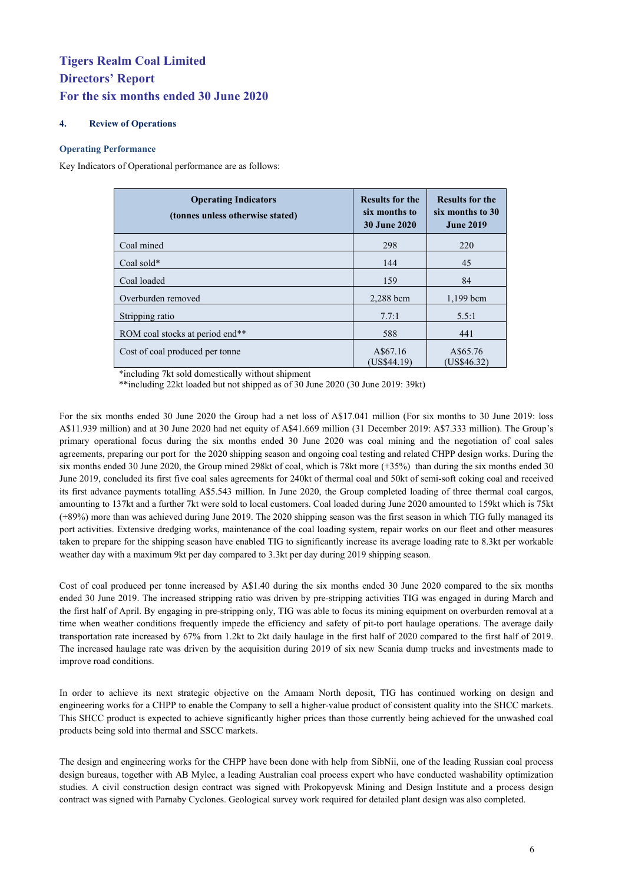# Tigers Realm Coal Limited
# Directors' Report
# For the six months ended 30 June 2020

## 4. Review of Operations

### Operating Performance

Key Indicators of Operational performance are as follows:

| Operating Indicators (tonnes unless otherwise stated) | Results for the six months to 30 June 2020 | Results for the six months to 30 June 2019 |
|---|---|---|
| Coal mined | 298 | 220 |
| Coal sold* | 144 | 45 |
| Coal loaded | 159 | 84 |
| Overburden removed | 2,288 bcm | 1,199 bcm |
| Stripping ratio | 7.7:1 | 5.5:1 |
| ROM coal stocks at period end** | 588 | 441 |
| Cost of coal produced per tonne | A$67.16 (US$44.19) | A$65.76 (US$46.32) |

*including 7kt sold domestically without shipment
**including 22kt loaded but not shipped as of 30 June 2020 (30 June 2019: 39kt)

For the six months ended 30 June 2020 the Group had a net loss of A$17.041 million (For six months to 30 June 2019: loss A$11.939 million) and at 30 June 2020 had net equity of A$41.669 million (31 December 2019: A$7.333 million). The Group's primary operational focus during the six months ended 30 June 2020 was coal mining and the negotiation of coal sales agreements, preparing our port for the 2020 shipping season and ongoing coal testing and related CHPP design works. During the six months ended 30 June 2020, the Group mined 298kt of coal, which is 78kt more (+35%) than during the six months ended 30 June 2019, concluded its first five coal sales agreements for 240kt of thermal coal and 50kt of semi-soft coking coal and received its first advance payments totalling A$5.543 million. In June 2020, the Group completed loading of three thermal coal cargos, amounting to 137kt and a further 7kt were sold to local customers. Coal loaded during June 2020 amounted to 159kt which is 75kt (+89%) more than was achieved during June 2019. The 2020 shipping season was the first season in which TIG fully managed its port activities. Extensive dredging works, maintenance of the coal loading system, repair works on our fleet and other measures taken to prepare for the shipping season have enabled TIG to significantly increase its average loading rate to 8.3kt per workable weather day with a maximum 9kt per day compared to 3.3kt per day during 2019 shipping season.

Cost of coal produced per tonne increased by A$1.40 during the six months ended 30 June 2020 compared to the six months ended 30 June 2019. The increased stripping ratio was driven by pre-stripping activities TIG was engaged in during March and the first half of April. By engaging in pre-stripping only, TIG was able to focus its mining equipment on overburden removal at a time when weather conditions frequently impede the efficiency and safety of pit-to port haulage operations. The average daily transportation rate increased by 67% from 1.2kt to 2kt daily haulage in the first half of 2020 compared to the first half of 2019. The increased haulage rate was driven by the acquisition during 2019 of six new Scania dump trucks and investments made to improve road conditions.

In order to achieve its next strategic objective on the Amaam North deposit, TIG has continued working on design and engineering works for a CHPP to enable the Company to sell a higher-value product of consistent quality into the SHCC markets. This SHCC product is expected to achieve significantly higher prices than those currently being achieved for the unwashed coal products being sold into thermal and SSCC markets.

The design and engineering works for the CHPP have been done with help from SibNii, one of the leading Russian coal process design bureaus, together with AB Mylec, a leading Australian coal process expert who have conducted washability optimization studies. A civil construction design contract was signed with Prokopyevsk Mining and Design Institute and a process design contract was signed with Parnaby Cyclones. Geological survey work required for detailed plant design was also completed.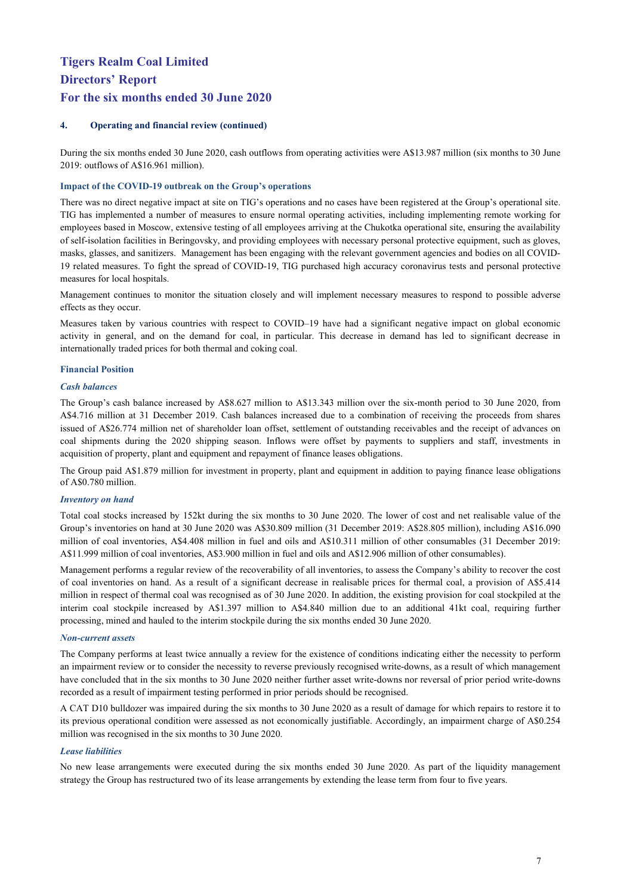# Tigers Realm Coal Limited
# Directors' Report
# For the six months ended 30 June 2020

## 4. Operating and financial review (continued)

During the six months ended 30 June 2020, cash outflows from operating activities were A$13.987 million (six months to 30 June 2019: outflows of A$16.961 million).

### Impact of the COVID-19 outbreak on the Group's operations

There was no direct negative impact at site on TIG's operations and no cases have been registered at the Group's operational site. TIG has implemented a number of measures to ensure normal operating activities, including implementing remote working for employees based in Moscow, extensive testing of all employees arriving at the Chukotka operational site, ensuring the availability of self-isolation facilities in Beringovsky, and providing employees with necessary personal protective equipment, such as gloves, masks, glasses, and sanitizers. Management has been engaging with the relevant government agencies and bodies on all COVID-19 related measures. To fight the spread of COVID-19, TIG purchased high accuracy coronavirus tests and personal protective measures for local hospitals.

Management continues to monitor the situation closely and will implement necessary measures to respond to possible adverse effects as they occur.

Measures taken by various countries with respect to COVID–19 have had a significant negative impact on global economic activity in general, and on the demand for coal, in particular. This decrease in demand has led to significant decrease in internationally traded prices for both thermal and coking coal.

### Financial Position

#### *Cash balances*

The Group's cash balance increased by A$8.627 million to A$13.343 million over the six-month period to 30 June 2020, from A$4.716 million at 31 December 2019. Cash balances increased due to a combination of receiving the proceeds from shares issued of A$26.774 million net of shareholder loan offset, settlement of outstanding receivables and the receipt of advances on coal shipments during the 2020 shipping season. Inflows were offset by payments to suppliers and staff, investments in acquisition of property, plant and equipment and repayment of finance leases obligations.

The Group paid A$1.879 million for investment in property, plant and equipment in addition to paying finance lease obligations of A$0.780 million.

#### *Inventory on hand*

Total coal stocks increased by 152kt during the six months to 30 June 2020. The lower of cost and net realisable value of the Group's inventories on hand at 30 June 2020 was A$30.809 million (31 December 2019: A$28.805 million), including A$16.090 million of coal inventories, A$4.408 million in fuel and oils and A$10.311 million of other consumables (31 December 2019: A$11.999 million of coal inventories, A$3.900 million in fuel and oils and A$12.906 million of other consumables).

Management performs a regular review of the recoverability of all inventories, to assess the Company's ability to recover the cost of coal inventories on hand. As a result of a significant decrease in realisable prices for thermal coal, a provision of A$5.414 million in respect of thermal coal was recognised as of 30 June 2020. In addition, the existing provision for coal stockpiled at the interim coal stockpile increased by A$1.397 million to A$4.840 million due to an additional 41kt coal, requiring further processing, mined and hauled to the interim stockpile during the six months ended 30 June 2020.

#### *Non-current assets*

The Company performs at least twice annually a review for the existence of conditions indicating either the necessity to perform an impairment review or to consider the necessity to reverse previously recognised write-downs, as a result of which management have concluded that in the six months to 30 June 2020 neither further asset write-downs nor reversal of prior period write-downs recorded as a result of impairment testing performed in prior periods should be recognised.

A CAT D10 bulldozer was impaired during the six months to 30 June 2020 as a result of damage for which repairs to restore it to its previous operational condition were assessed as not economically justifiable. Accordingly, an impairment charge of A$0.254 million was recognised in the six months to 30 June 2020.

#### *Lease liabilities*

No new lease arrangements were executed during the six months ended 30 June 2020. As part of the liquidity management strategy the Group has restructured two of its lease arrangements by extending the lease term from four to five years.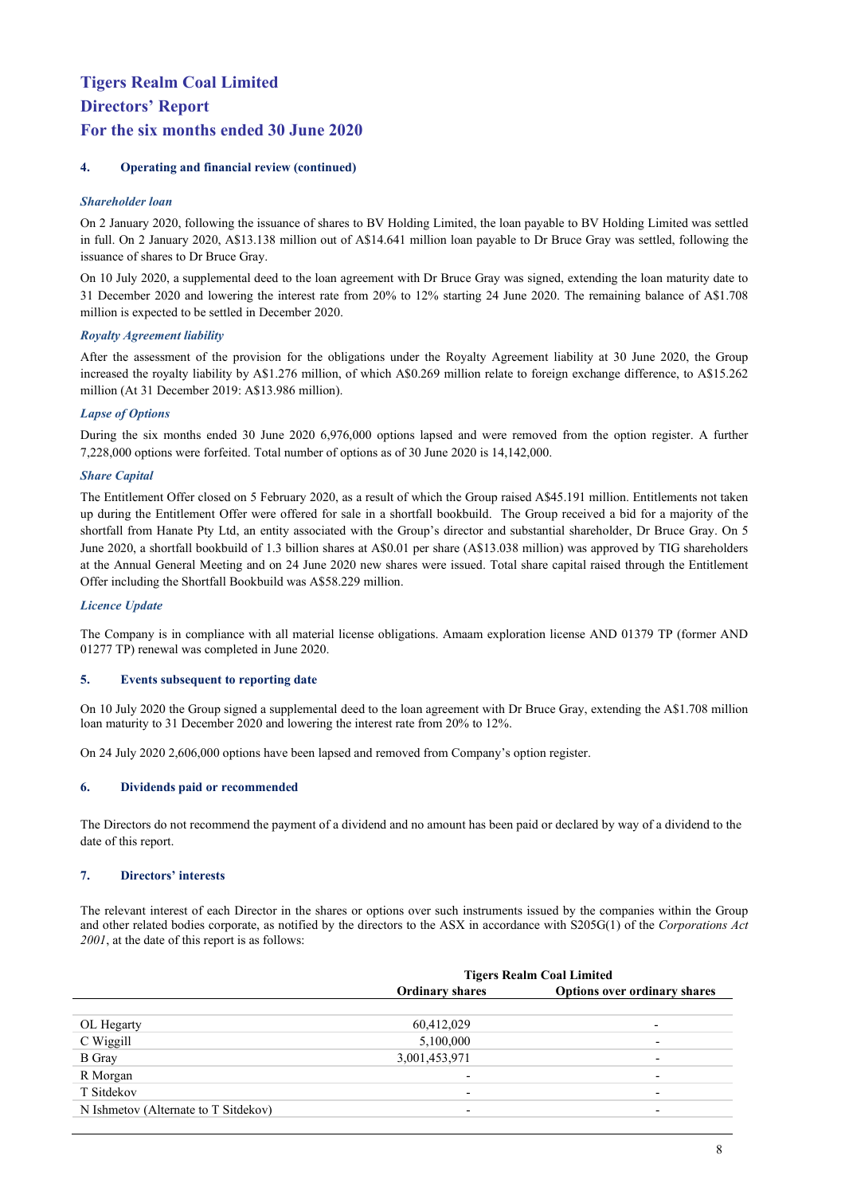# Tigers Realm Coal Limited
# Directors' Report
# For the six months ended 30 June 2020

## 4. Operating and financial review (continued)

### *Shareholder loan*

On 2 January 2020, following the issuance of shares to BV Holding Limited, the loan payable to BV Holding Limited was settled in full. On 2 January 2020, A$13.138 million out of A$14.641 million loan payable to Dr Bruce Gray was settled, following the issuance of shares to Dr Bruce Gray.

On 10 July 2020, a supplemental deed to the loan agreement with Dr Bruce Gray was signed, extending the loan maturity date to 31 December 2020 and lowering the interest rate from 20% to 12% starting 24 June 2020. The remaining balance of A$1.708 million is expected to be settled in December 2020.

### *Royalty Agreement liability*

After the assessment of the provision for the obligations under the Royalty Agreement liability at 30 June 2020, the Group increased the royalty liability by A$1.276 million, of which A$0.269 million relate to foreign exchange difference, to A$15.262 million (At 31 December 2019: A$13.986 million).

### *Lapse of Options*

During the six months ended 30 June 2020 6,976,000 options lapsed and were removed from the option register. A further 7,228,000 options were forfeited. Total number of options as of 30 June 2020 is 14,142,000.

### *Share Capital*

The Entitlement Offer closed on 5 February 2020, as a result of which the Group raised A$45.191 million. Entitlements not taken up during the Entitlement Offer were offered for sale in a shortfall bookbuild. The Group received a bid for a majority of the shortfall from Hanate Pty Ltd, an entity associated with the Group's director and substantial shareholder, Dr Bruce Gray. On 5 June 2020, a shortfall bookbuild of 1.3 billion shares at A$0.01 per share (A$13.038 million) was approved by TIG shareholders at the Annual General Meeting and on 24 June 2020 new shares were issued. Total share capital raised through the Entitlement Offer including the Shortfall Bookbuild was A$58.229 million.

### *Licence Update*

The Company is in compliance with all material license obligations. Amaam exploration license AND 01379 TP (former AND 01277 TP) renewal was completed in June 2020.

## 5. Events subsequent to reporting date

On 10 July 2020 the Group signed a supplemental deed to the loan agreement with Dr Bruce Gray, extending the A$1.708 million loan maturity to 31 December 2020 and lowering the interest rate from 20% to 12%.

On 24 July 2020 2,606,000 options have been lapsed and removed from Company's option register.

## 6. Dividends paid or recommended

The Directors do not recommend the payment of a dividend and no amount has been paid or declared by way of a dividend to the date of this report.

## 7. Directors' interests

The relevant interest of each Director in the shares or options over such instruments issued by the companies within the Group and other related bodies corporate, as notified by the directors to the ASX in accordance with S205G(1) of the *Corporations Act 2001*, at the date of this report is as follows:

| | Tigers Realm Coal Limited | |
|---|---|---|
| | **Ordinary shares** | **Options over ordinary shares** |
| OL Hegarty | 60,412,029 | - |
| C Wiggill | 5,100,000 | - |
| B Gray | 3,001,453,971 | - |
| R Morgan | - | - |
| T Sitdekov | - | - |
| N Ishmetov (Alternate to T Sitdekov) | - | - |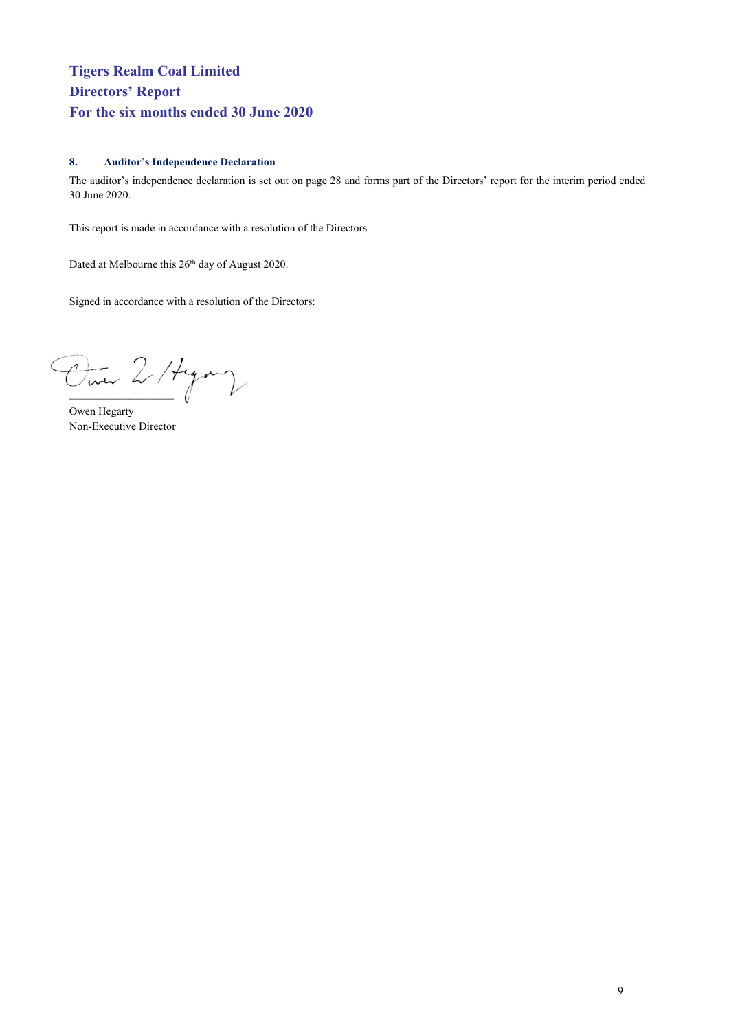# Tigers Realm Coal Limited
# Directors' Report
# For the six months ended 30 June 2020

### 8. Auditor's Independence Declaration

The auditor's independence declaration is set out on page 28 and forms part of the Directors' report for the interim period ended 30 June 2020.

This report is made in accordance with a resolution of the Directors

Dated at Melbourne this 26th day of August 2020.

Signed in accordance with a resolution of the Directors:

\_\_\_\_\_\_\_\_\_\_\_\_\_\_\_\_\_\_\_\_

Owen Hegarty
Non-Executive Director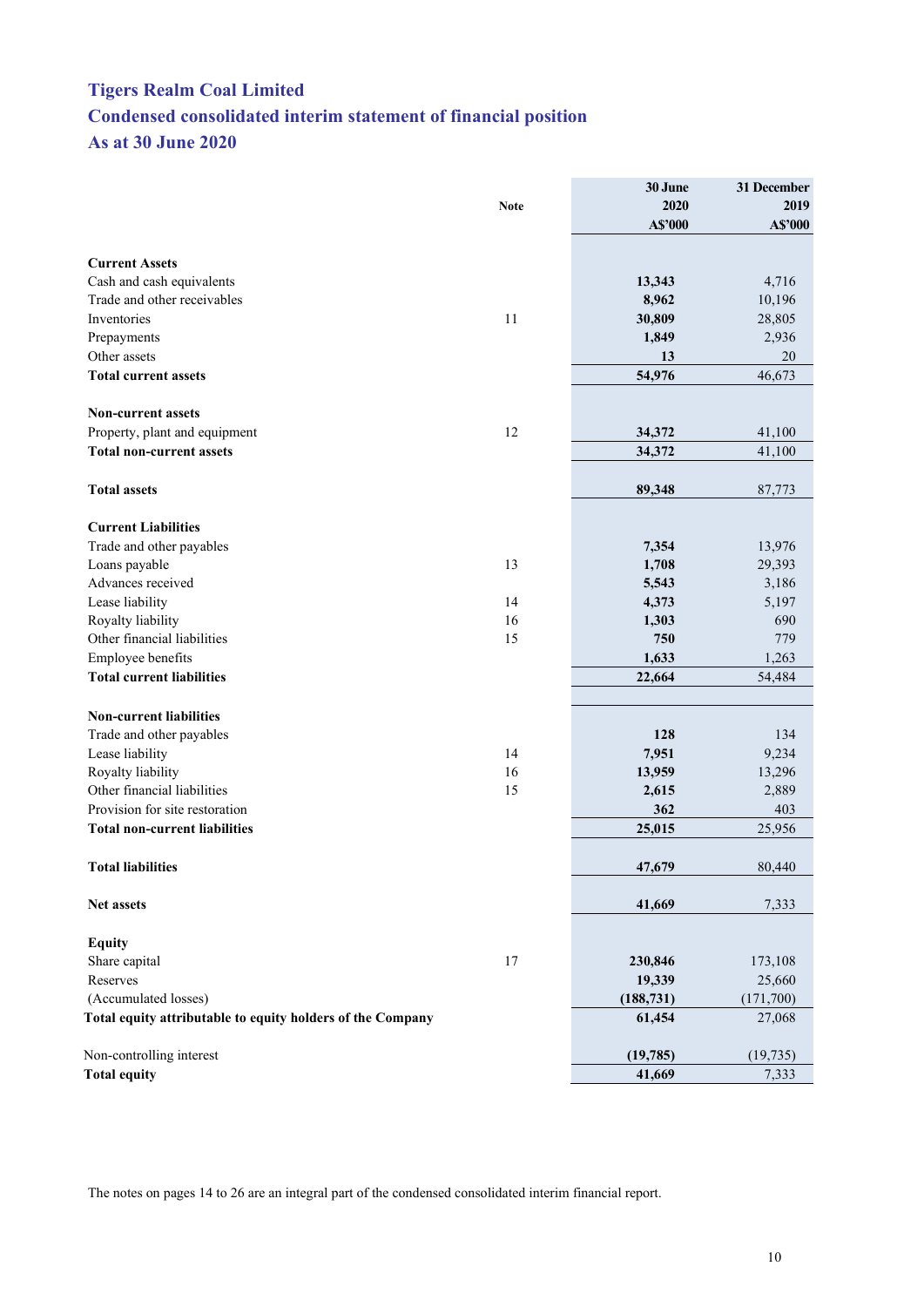# Tigers Realm Coal Limited

## Condensed consolidated interim statement of financial position

## As at 30 June 2020

| | Note | 30 June 2020 A$'000 | 31 December 2019 A$'000 |
|---|---|---|---|
| **Current Assets** | | | |
| Cash and cash equivalents | | **13,343** | 4,716 |
| Trade and other receivables | | **8,962** | 10,196 |
| Inventories | 11 | **30,809** | 28,805 |
| Prepayments | | **1,849** | 2,936 |
| Other assets | | **13** | 20 |
| **Total current assets** | | **54,976** | 46,673 |
| | | | |
| **Non-current assets** | | | |
| Property, plant and equipment | 12 | **34,372** | 41,100 |
| **Total non-current assets** | | **34,372** | 41,100 |
| | | | |
| **Total assets** | | **89,348** | 87,773 |
| | | | |
| **Current Liabilities** | | | |
| Trade and other payables | | **7,354** | 13,976 |
| Loans payable | 13 | **1,708** | 29,393 |
| Advances received | | **5,543** | 3,186 |
| Lease liability | 14 | **4,373** | 5,197 |
| Royalty liability | 16 | **1,303** | 690 |
| Other financial liabilities | 15 | **750** | 779 |
| Employee benefits | | **1,633** | 1,263 |
| **Total current liabilities** | | **22,664** | 54,484 |
| | | | |
| **Non-current liabilities** | | | |
| Trade and other payables | | **128** | 134 |
| Lease liability | 14 | **7,951** | 9,234 |
| Royalty liability | 16 | **13,959** | 13,296 |
| Other financial liabilities | 15 | **2,615** | 2,889 |
| Provision for site restoration | | **362** | 403 |
| **Total non-current liabilities** | | **25,015** | 25,956 |
| | | | |
| **Total liabilities** | | **47,679** | 80,440 |
| | | | |
| **Net assets** | | **41,669** | 7,333 |
| | | | |
| **Equity** | | | |
| Share capital | 17 | **230,846** | 173,108 |
| Reserves | | **19,339** | 25,660 |
| (Accumulated losses) | | **(188,731)** | (171,700) |
| **Total equity attributable to equity holders of the Company** | | **61,454** | 27,068 |
| | | | |
| Non-controlling interest | | **(19,785)** | (19,735) |
| **Total equity** | | **41,669** | 7,333 |

The notes on pages 14 to 26 are an integral part of the condensed consolidated interim financial report.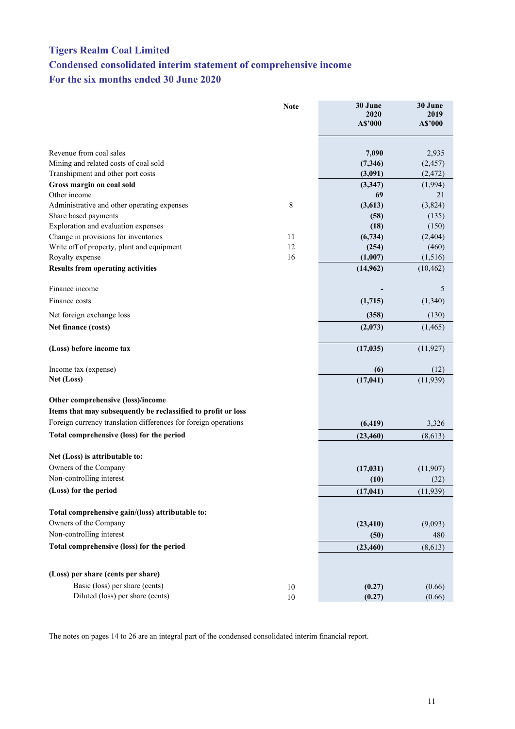# Tigers Realm Coal Limited

## Condensed consolidated interim statement of comprehensive income

## For the six months ended 30 June 2020

| | Note | 30 June 2020 A$'000 | 30 June 2019 A$'000 |
|---|---|---|---|
| Revenue from coal sales | | **7,090** | 2,935 |
| Mining and related costs of coal sold | | **(7,346)** | (2,457) |
| Transhipment and other port costs | | **(3,091)** | (2,472) |
| **Gross margin on coal sold** | | **(3,347)** | (1,994) |
| Other income | | **69** | 21 |
| Administrative and other operating expenses | 8 | **(3,613)** | (3,824) |
| Share based payments | | **(58)** | (135) |
| Exploration and evaluation expenses | | **(18)** | (150) |
| Change in provisions for inventories | 11 | **(6,734)** | (2,404) |
| Write off of property, plant and equipment | 12 | **(254)** | (460) |
| Royalty expense | 16 | **(1,007)** | (1,516) |
| **Results from operating activities** | | **(14,962)** | (10,462) |
| | | | |
| Finance income | | **-** | 5 |
| Finance costs | | **(1,715)** | (1,340) |
| Net foreign exchange loss | | **(358)** | (130) |
| **Net finance (costs)** | | **(2,073)** | (1,465) |
| | | | |
| **(Loss) before income tax** | | **(17,035)** | (11,927) |
| | | | |
| Income tax (expense) | | **(6)** | (12) |
| **Net (Loss)** | | **(17,041)** | (11,939) |
| | | | |
| **Other comprehensive (loss)/income** | | | |
| **Items that may subsequently be reclassified to profit or loss** | | | |
| Foreign currency translation differences for foreign operations | | **(6,419)** | 3,326 |
| **Total comprehensive (loss) for the period** | | **(23,460)** | (8,613) |
| | | | |
| **Net (Loss) is attributable to:** | | | |
| Owners of the Company | | **(17,031)** | (11,907) |
| Non-controlling interest | | **(10)** | (32) |
| **(Loss) for the period** | | **(17,041)** | (11,939) |
| | | | |
| **Total comprehensive gain/(loss) attributable to:** | | | |
| Owners of the Company | | **(23,410)** | (9,093) |
| Non-controlling interest | | **(50)** | 480 |
| **Total comprehensive (loss) for the period** | | **(23,460)** | (8,613) |
| | | | |
| **(Loss) per share (cents per share)** | | | |
| Basic (loss) per share (cents) | 10 | **(0.27)** | (0.66) |
| Diluted (loss) per share (cents) | 10 | **(0.27)** | (0.66) |

The notes on pages 14 to 26 are an integral part of the condensed consolidated interim financial report.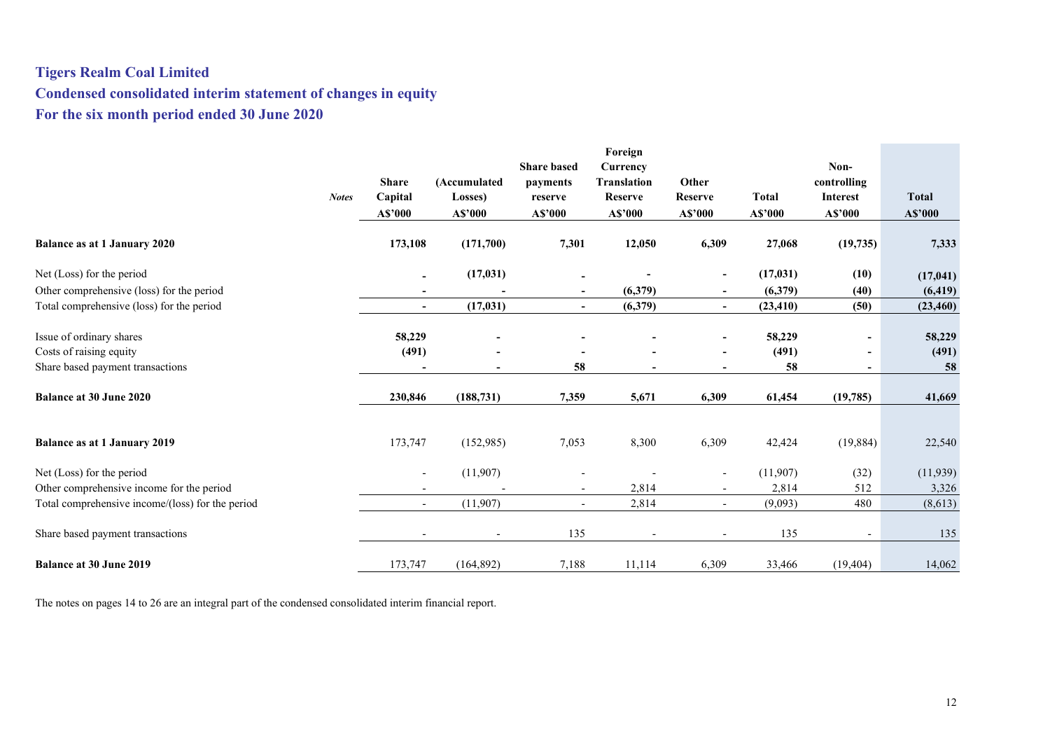# Tigers Realm Coal Limited

## Condensed consolidated interim statement of changes in equity

## For the six month period ended 30 June 2020

| | *Notes* | Share Capital A$'000 | (Accumulated Losses) A$'000 | Share based payments reserve A$'000 | Foreign Currency Translation Reserve A$'000 | Other Reserve A$'000 | Total A$'000 | Non-controlling Interest A$'000 | Total A$'000 |
|---|---|---|---|---|---|---|---|---|---|
| **Balance as at 1 January 2020** | | **173,108** | **(171,700)** | **7,301** | **12,050** | **6,309** | **27,068** | **(19,735)** | **7,333** |
| Net (Loss) for the period | | **-** | **(17,031)** | **-** | **-** | **-** | **(17,031)** | **(10)** | **(17,041)** |
| Other comprehensive (loss) for the period | | **-** | **-** | **-** | **(6,379)** | **-** | **(6,379)** | **(40)** | **(6,419)** |
| Total comprehensive (loss) for the period | | **-** | **(17,031)** | **-** | **(6,379)** | **-** | **(23,410)** | **(50)** | **(23,460)** |
| Issue of ordinary shares | | **58,229** | **-** | **-** | **-** | **-** | **58,229** | **-** | **58,229** |
| Costs of raising equity | | **(491)** | **-** | **-** | **-** | **-** | **(491)** | **-** | **(491)** |
| Share based payment transactions | | **-** | **-** | **58** | **-** | **-** | **58** | **-** | **58** |
| **Balance at 30 June 2020** | | **230,846** | **(188,731)** | **7,359** | **5,671** | **6,309** | **61,454** | **(19,785)** | **41,669** |
| **Balance as at 1 January 2019** | | 173,747 | (152,985) | 7,053 | 8,300 | 6,309 | 42,424 | (19,884) | 22,540 |
| Net (Loss) for the period | | - | (11,907) | - | - | - | (11,907) | (32) | (11,939) |
| Other comprehensive income for the period | | - | - | - | 2,814 | - | 2,814 | 512 | 3,326 |
| Total comprehensive income/(loss) for the period | | - | (11,907) | - | 2,814 | - | (9,093) | 480 | (8,613) |
| Share based payment transactions | | - | - | 135 | - | - | 135 | - | 135 |
| **Balance at 30 June 2019** | | 173,747 | (164,892) | 7,188 | 11,114 | 6,309 | 33,466 | (19,404) | 14,062 |

The notes on pages 14 to 26 are an integral part of the condensed consolidated interim financial report.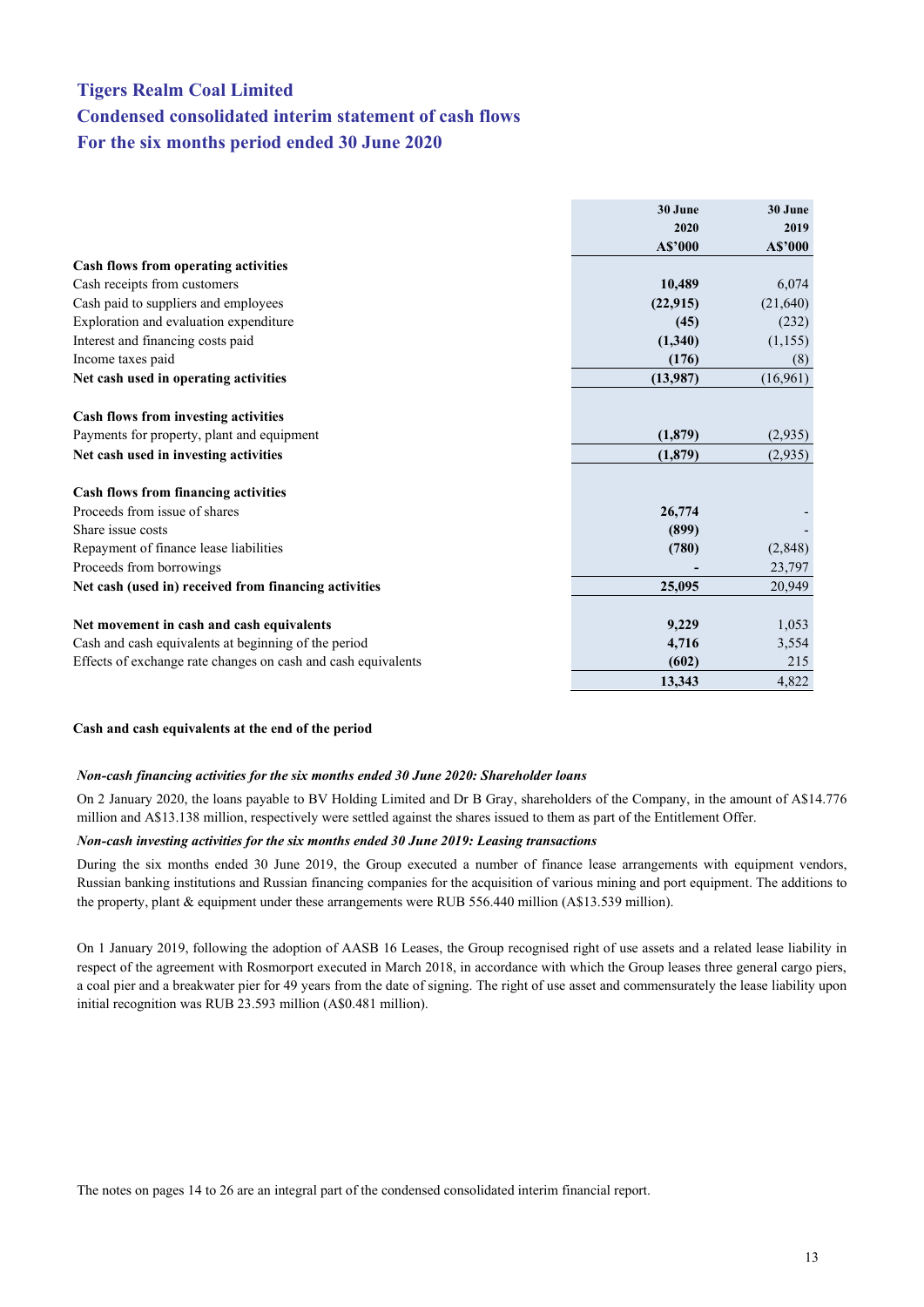# Tigers Realm Coal Limited
## Condensed consolidated interim statement of cash flows
## For the six months period ended 30 June 2020

| | 30 June 2020 A$'000 | 30 June 2019 A$'000 |
|---|---|---|
| **Cash flows from operating activities** | | |
| Cash receipts from customers | **10,489** | 6,074 |
| Cash paid to suppliers and employees | **(22,915)** | (21,640) |
| Exploration and evaluation expenditure | **(45)** | (232) |
| Interest and financing costs paid | **(1,340)** | (1,155) |
| Income taxes paid | **(176)** | (8) |
| **Net cash used in operating activities** | **(13,987)** | (16,961) |
| | | |
| **Cash flows from investing activities** | | |
| Payments for property, plant and equipment | **(1,879)** | (2,935) |
| **Net cash used in investing activities** | **(1,879)** | (2,935) |
| | | |
| **Cash flows from financing activities** | | |
| Proceeds from issue of shares | **26,774** | - |
| Share issue costs | **(899)** | - |
| Repayment of finance lease liabilities | **(780)** | (2,848) |
| Proceeds from borrowings | **-** | 23,797 |
| **Net cash (used in) received from financing activities** | **25,095** | 20,949 |
| | | |
| **Net movement in cash and cash equivalents** | **9,229** | 1,053 |
| Cash and cash equivalents at beginning of the period | **4,716** | 3,554 |
| Effects of exchange rate changes on cash and cash equivalents | **(602)** | 215 |
| **Cash and cash equivalents at the end of the period** | **13,343** | 4,822 |

***Non-cash financing activities for the six months ended 30 June 2020: Shareholder loans***

On 2 January 2020, the loans payable to BV Holding Limited and Dr B Gray, shareholders of the Company, in the amount of A$14.776 million and A$13.138 million, respectively were settled against the shares issued to them as part of the Entitlement Offer.

***Non-cash investing activities for the six months ended 30 June 2019: Leasing transactions***

During the six months ended 30 June 2019, the Group executed a number of finance lease arrangements with equipment vendors, Russian banking institutions and Russian financing companies for the acquisition of various mining and port equipment. The additions to the property, plant & equipment under these arrangements were RUB 556.440 million (A$13.539 million).

On 1 January 2019, following the adoption of AASB 16 Leases, the Group recognised right of use assets and a related lease liability in respect of the agreement with Rosmorport executed in March 2018, in accordance with which the Group leases three general cargo piers, a coal pier and a breakwater pier for 49 years from the date of signing. The right of use asset and commensurately the lease liability upon initial recognition was RUB 23.593 million (A$0.481 million).

The notes on pages 14 to 26 are an integral part of the condensed consolidated interim financial report.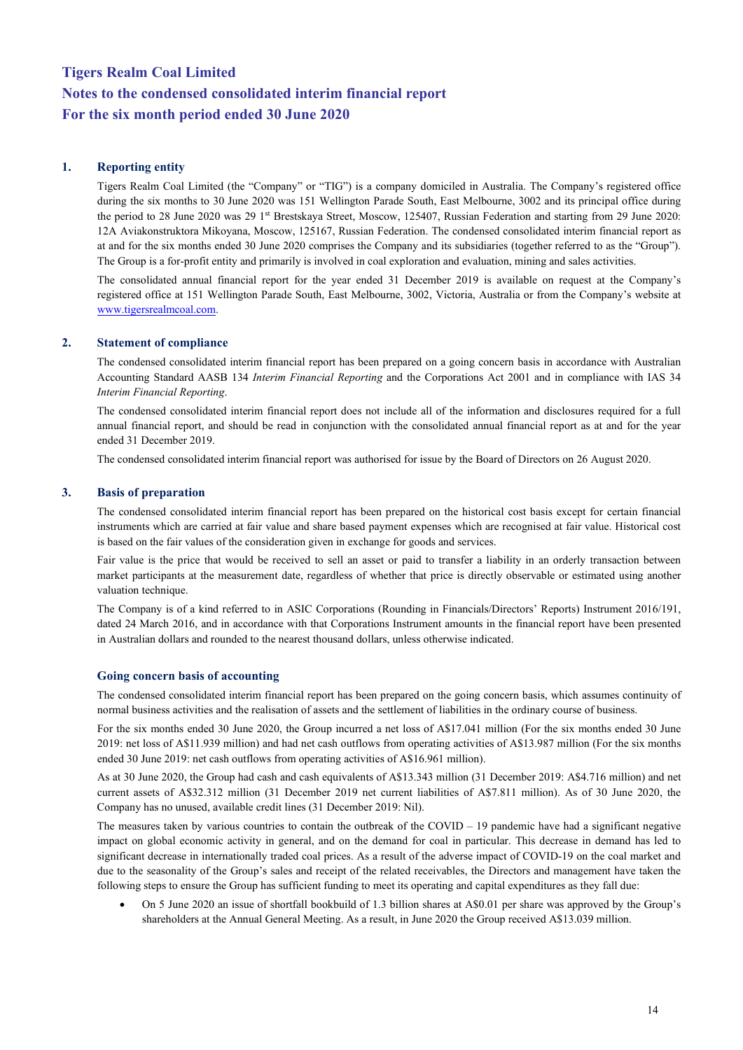# Tigers Realm Coal Limited
# Notes to the condensed consolidated interim financial report
# For the six month period ended 30 June 2020

## 1. Reporting entity

Tigers Realm Coal Limited (the "Company" or "TIG") is a company domiciled in Australia. The Company's registered office during the six months to 30 June 2020 was 151 Wellington Parade South, East Melbourne, 3002 and its principal office during the period to 28 June 2020 was 29 1st Brestskaya Street, Moscow, 125407, Russian Federation and starting from 29 June 2020: 12A Aviakonstruktora Mikoyana, Moscow, 125167, Russian Federation. The condensed consolidated interim financial report as at and for the six months ended 30 June 2020 comprises the Company and its subsidiaries (together referred to as the "Group"). The Group is a for-profit entity and primarily is involved in coal exploration and evaluation, mining and sales activities.

The consolidated annual financial report for the year ended 31 December 2019 is available on request at the Company's registered office at 151 Wellington Parade South, East Melbourne, 3002, Victoria, Australia or from the Company's website at www.tigersrealmcoal.com.

## 2. Statement of compliance

The condensed consolidated interim financial report has been prepared on a going concern basis in accordance with Australian Accounting Standard AASB 134 *Interim Financial Reporting* and the Corporations Act 2001 and in compliance with IAS 34 *Interim Financial Reporting*.

The condensed consolidated interim financial report does not include all of the information and disclosures required for a full annual financial report, and should be read in conjunction with the consolidated annual financial report as at and for the year ended 31 December 2019.

The condensed consolidated interim financial report was authorised for issue by the Board of Directors on 26 August 2020.

## 3. Basis of preparation

The condensed consolidated interim financial report has been prepared on the historical cost basis except for certain financial instruments which are carried at fair value and share based payment expenses which are recognised at fair value. Historical cost is based on the fair values of the consideration given in exchange for goods and services.

Fair value is the price that would be received to sell an asset or paid to transfer a liability in an orderly transaction between market participants at the measurement date, regardless of whether that price is directly observable or estimated using another valuation technique.

The Company is of a kind referred to in ASIC Corporations (Rounding in Financials/Directors' Reports) Instrument 2016/191, dated 24 March 2016, and in accordance with that Corporations Instrument amounts in the financial report have been presented in Australian dollars and rounded to the nearest thousand dollars, unless otherwise indicated.

### Going concern basis of accounting

The condensed consolidated interim financial report has been prepared on the going concern basis, which assumes continuity of normal business activities and the realisation of assets and the settlement of liabilities in the ordinary course of business.

For the six months ended 30 June 2020, the Group incurred a net loss of A$17.041 million (For the six months ended 30 June 2019: net loss of A$11.939 million) and had net cash outflows from operating activities of A$13.987 million (For the six months ended 30 June 2019: net cash outflows from operating activities of A$16.961 million).

As at 30 June 2020, the Group had cash and cash equivalents of A$13.343 million (31 December 2019: A$4.716 million) and net current assets of A$32.312 million (31 December 2019 net current liabilities of A$7.811 million). As of 30 June 2020, the Company has no unused, available credit lines (31 December 2019: Nil).

The measures taken by various countries to contain the outbreak of the COVID – 19 pandemic have had a significant negative impact on global economic activity in general, and on the demand for coal in particular. This decrease in demand has led to significant decrease in internationally traded coal prices. As a result of the adverse impact of COVID-19 on the coal market and due to the seasonality of the Group's sales and receipt of the related receivables, the Directors and management have taken the following steps to ensure the Group has sufficient funding to meet its operating and capital expenditures as they fall due:

- On 5 June 2020 an issue of shortfall bookbuild of 1.3 billion shares at A$0.01 per share was approved by the Group's shareholders at the Annual General Meeting. As a result, in June 2020 the Group received A$13.039 million.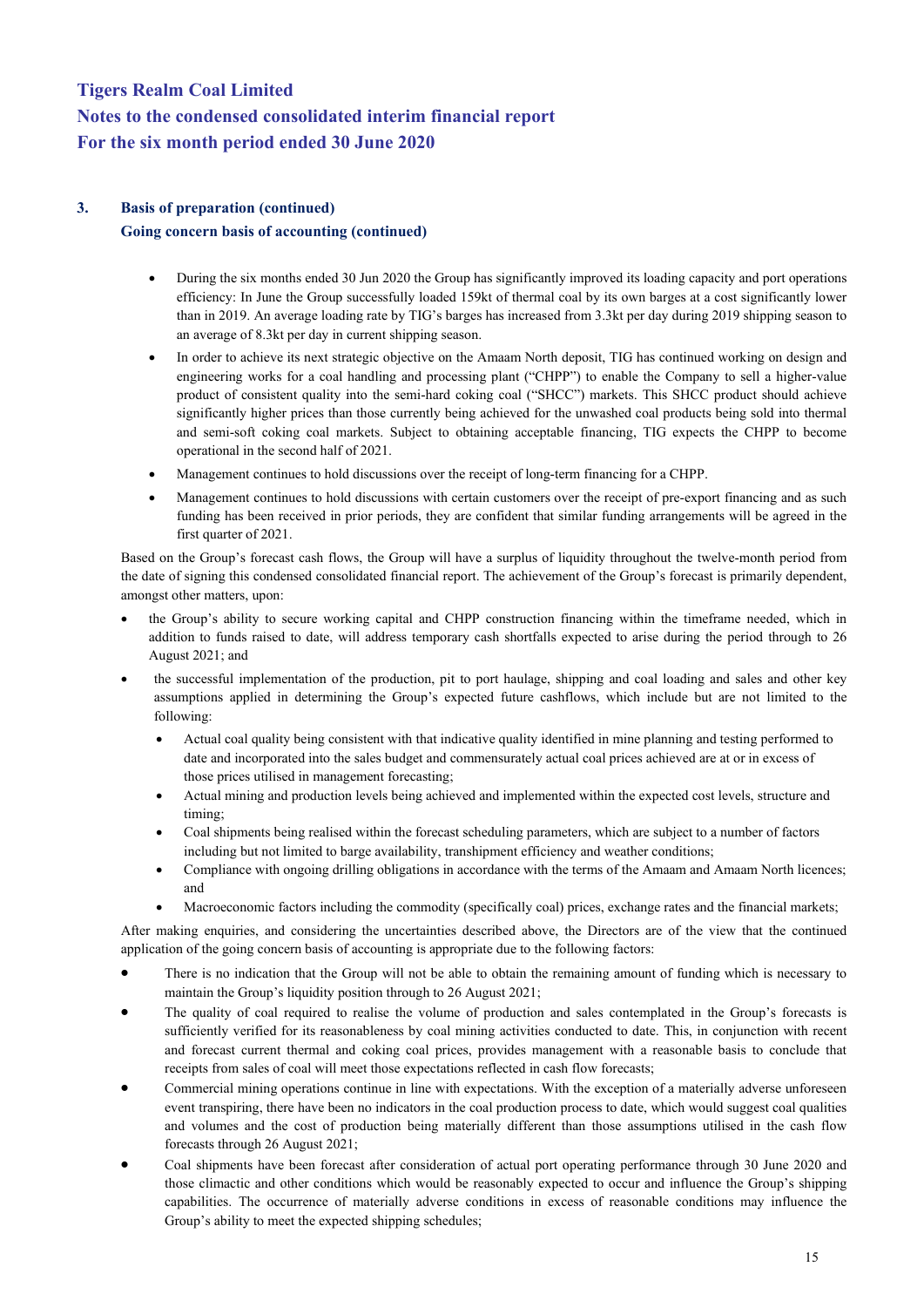### 3. Basis of preparation (continued)

#### Going concern basis of accounting (continued)

- During the six months ended 30 Jun 2020 the Group has significantly improved its loading capacity and port operations efficiency: In June the Group successfully loaded 159kt of thermal coal by its own barges at a cost significantly lower than in 2019. An average loading rate by TIG's barges has increased from 3.3kt per day during 2019 shipping season to an average of 8.3kt per day in current shipping season.
- In order to achieve its next strategic objective on the Amaam North deposit, TIG has continued working on design and engineering works for a coal handling and processing plant ("CHPP") to enable the Company to sell a higher-value product of consistent quality into the semi-hard coking coal ("SHCC") markets. This SHCC product should achieve significantly higher prices than those currently being achieved for the unwashed coal products being sold into thermal and semi-soft coking coal markets. Subject to obtaining acceptable financing, TIG expects the CHPP to become operational in the second half of 2021.
- Management continues to hold discussions over the receipt of long-term financing for a CHPP.
- Management continues to hold discussions with certain customers over the receipt of pre-export financing and as such funding has been received in prior periods, they are confident that similar funding arrangements will be agreed in the first quarter of 2021.

Based on the Group's forecast cash flows, the Group will have a surplus of liquidity throughout the twelve-month period from the date of signing this condensed consolidated financial report. The achievement of the Group's forecast is primarily dependent, amongst other matters, upon:

- the Group's ability to secure working capital and CHPP construction financing within the timeframe needed, which in addition to funds raised to date, will address temporary cash shortfalls expected to arise during the period through to 26 August 2021; and
- the successful implementation of the production, pit to port haulage, shipping and coal loading and sales and other key assumptions applied in determining the Group's expected future cashflows, which include but are not limited to the following:
  - Actual coal quality being consistent with that indicative quality identified in mine planning and testing performed to date and incorporated into the sales budget and commensurately actual coal prices achieved are at or in excess of those prices utilised in management forecasting;
  - Actual mining and production levels being achieved and implemented within the expected cost levels, structure and timing;
  - Coal shipments being realised within the forecast scheduling parameters, which are subject to a number of factors including but not limited to barge availability, transhipment efficiency and weather conditions;
  - Compliance with ongoing drilling obligations in accordance with the terms of the Amaam and Amaam North licences; and
  - Macroeconomic factors including the commodity (specifically coal) prices, exchange rates and the financial markets;

After making enquiries, and considering the uncertainties described above, the Directors are of the view that the continued application of the going concern basis of accounting is appropriate due to the following factors:

- There is no indication that the Group will not be able to obtain the remaining amount of funding which is necessary to maintain the Group's liquidity position through to 26 August 2021;
- The quality of coal required to realise the volume of production and sales contemplated in the Group's forecasts is sufficiently verified for its reasonableness by coal mining activities conducted to date. This, in conjunction with recent and forecast current thermal and coking coal prices, provides management with a reasonable basis to conclude that receipts from sales of coal will meet those expectations reflected in cash flow forecasts;
- Commercial mining operations continue in line with expectations. With the exception of a materially adverse unforeseen event transpiring, there have been no indicators in the coal production process to date, which would suggest coal qualities and volumes and the cost of production being materially different than those assumptions utilised in the cash flow forecasts through 26 August 2021;
- Coal shipments have been forecast after consideration of actual port operating performance through 30 June 2020 and those climactic and other conditions which would be reasonably expected to occur and influence the Group's shipping capabilities. The occurrence of materially adverse conditions in excess of reasonable conditions may influence the Group's ability to meet the expected shipping schedules;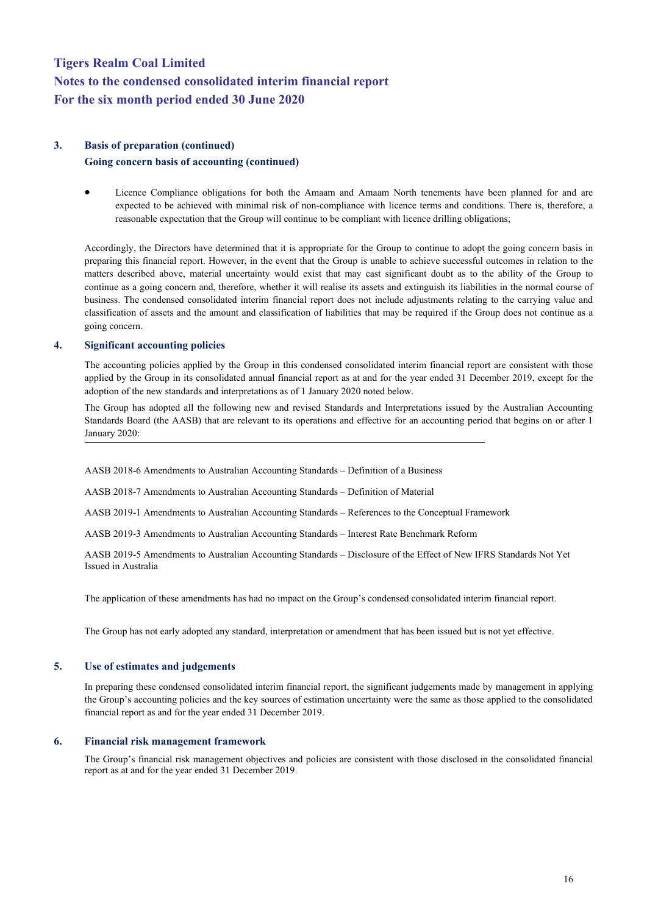# Tigers Realm Coal Limited
# Notes to the condensed consolidated interim financial report
# For the six month period ended 30 June 2020

## 3. Basis of preparation (continued)

### Going concern basis of accounting (continued)

- Licence Compliance obligations for both the Amaam and Amaam North tenements have been planned for and are expected to be achieved with minimal risk of non-compliance with licence terms and conditions. There is, therefore, a reasonable expectation that the Group will continue to be compliant with licence drilling obligations;

Accordingly, the Directors have determined that it is appropriate for the Group to continue to adopt the going concern basis in preparing this financial report. However, in the event that the Group is unable to achieve successful outcomes in relation to the matters described above, material uncertainty would exist that may cast significant doubt as to the ability of the Group to continue as a going concern and, therefore, whether it will realise its assets and extinguish its liabilities in the normal course of business. The condensed consolidated interim financial report does not include adjustments relating to the carrying value and classification of assets and the amount and classification of liabilities that may be required if the Group does not continue as a going concern.

## 4. Significant accounting policies

The accounting policies applied by the Group in this condensed consolidated interim financial report are consistent with those applied by the Group in its consolidated annual financial report as at and for the year ended 31 December 2019, except for the adoption of the new standards and interpretations as of 1 January 2020 noted below.

The Group has adopted all the following new and revised Standards and Interpretations issued by the Australian Accounting Standards Board (the AASB) that are relevant to its operations and effective for an accounting period that begins on or after 1 January 2020:

AASB 2018-6 Amendments to Australian Accounting Standards – Definition of a Business

AASB 2018-7 Amendments to Australian Accounting Standards – Definition of Material

AASB 2019-1 Amendments to Australian Accounting Standards – References to the Conceptual Framework

AASB 2019-3 Amendments to Australian Accounting Standards – Interest Rate Benchmark Reform

AASB 2019-5 Amendments to Australian Accounting Standards – Disclosure of the Effect of New IFRS Standards Not Yet Issued in Australia

The application of these amendments has had no impact on the Group's condensed consolidated interim financial report.

The Group has not early adopted any standard, interpretation or amendment that has been issued but is not yet effective.

## 5. Use of estimates and judgements

In preparing these condensed consolidated interim financial report, the significant judgements made by management in applying the Group's accounting policies and the key sources of estimation uncertainty were the same as those applied to the consolidated financial report as and for the year ended 31 December 2019.

## 6. Financial risk management framework

The Group's financial risk management objectives and policies are consistent with those disclosed in the consolidated financial report as at and for the year ended 31 December 2019.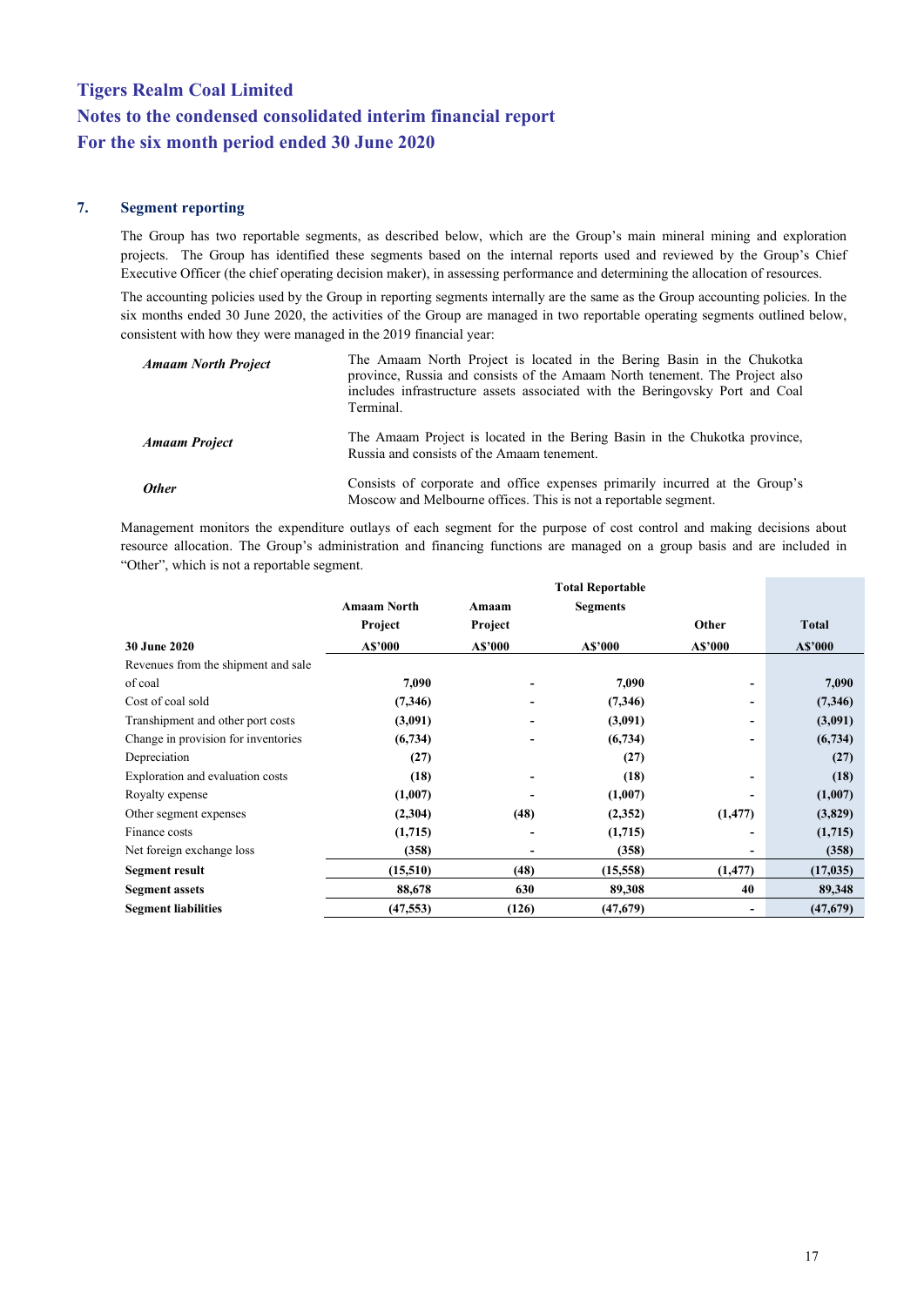# Tigers Realm Coal Limited
# Notes to the condensed consolidated interim financial report
# For the six month period ended 30 June 2020

## 7. Segment reporting

The Group has two reportable segments, as described below, which are the Group's main mineral mining and exploration projects. The Group has identified these segments based on the internal reports used and reviewed by the Group's Chief Executive Officer (the chief operating decision maker), in assessing performance and determining the allocation of resources.

The accounting policies used by the Group in reporting segments internally are the same as the Group accounting policies. In the six months ended 30 June 2020, the activities of the Group are managed in two reportable operating segments outlined below, consistent with how they were managed in the 2019 financial year:

| | |
|---|---|
| ***Amaam North Project*** | The Amaam North Project is located in the Bering Basin in the Chukotka province, Russia and consists of the Amaam North tenement. The Project also includes infrastructure assets associated with the Beringovsky Port and Coal Terminal. |
| ***Amaam Project*** | The Amaam Project is located in the Bering Basin in the Chukotka province, Russia and consists of the Amaam tenement. |
| ***Other*** | Consists of corporate and office expenses primarily incurred at the Group's Moscow and Melbourne offices. This is not a reportable segment. |

Management monitors the expenditure outlays of each segment for the purpose of cost control and making decisions about resource allocation. The Group's administration and financing functions are managed on a group basis and are included in "Other", which is not a reportable segment.

| | Amaam North Project | Amaam Project | Total Reportable Segments | Other | Total |
|---|---|---|---|---|---|
| **30 June 2020** | **A$'000** | **A$'000** | **A$'000** | **A$'000** | **A$'000** |
| Revenues from the shipment and sale of coal | **7,090** | **-** | **7,090** | **-** | **7,090** |
| Cost of coal sold | **(7,346)** | **-** | **(7,346)** | **-** | **(7,346)** |
| Transhipment and other port costs | **(3,091)** | **-** | **(3,091)** | **-** | **(3,091)** |
| Change in provision for inventories | **(6,734)** | **-** | **(6,734)** | **-** | **(6,734)** |
| Depreciation | **(27)** | | **(27)** | | **(27)** |
| Exploration and evaluation costs | **(18)** | **-** | **(18)** | **-** | **(18)** |
| Royalty expense | **(1,007)** | **-** | **(1,007)** | **-** | **(1,007)** |
| Other segment expenses | **(2,304)** | **(48)** | **(2,352)** | **(1,477)** | **(3,829)** |
| Finance costs | **(1,715)** | **-** | **(1,715)** | **-** | **(1,715)** |
| Net foreign exchange loss | **(358)** | **-** | **(358)** | **-** | **(358)** |
| **Segment result** | **(15,510)** | **(48)** | **(15,558)** | **(1,477)** | **(17,035)** |
| **Segment assets** | **88,678** | **630** | **89,308** | **40** | **89,348** |
| **Segment liabilities** | **(47,553)** | **(126)** | **(47,679)** | **-** | **(47,679)** |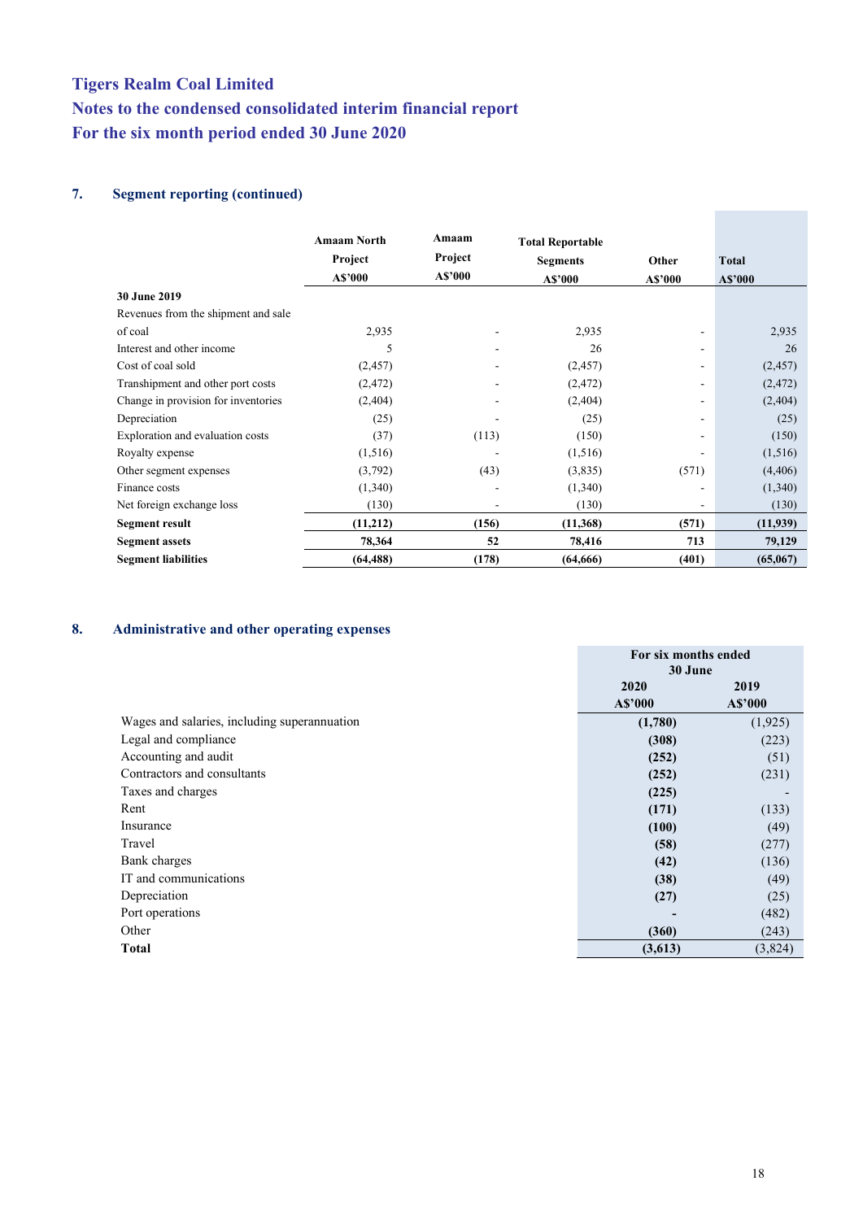# Tigers Realm Coal Limited
# Notes to the condensed consolidated interim financial report
# For the six month period ended 30 June 2020

## 7. Segment reporting (continued)

| | Amaam North Project A$'000 | Amaam Project A$'000 | Total Reportable Segments A$'000 | Other A$'000 | Total A$'000 |
|---|---|---|---|---|---|
| **30 June 2019** | | | | | |
| Revenues from the shipment and sale of coal | 2,935 | - | 2,935 | - | 2,935 |
| Interest and other income | 5 | - | 26 | - | 26 |
| Cost of coal sold | (2,457) | - | (2,457) | - | (2,457) |
| Transhipment and other port costs | (2,472) | - | (2,472) | - | (2,472) |
| Change in provision for inventories | (2,404) | - | (2,404) | - | (2,404) |
| Depreciation | (25) | - | (25) | - | (25) |
| Exploration and evaluation costs | (37) | (113) | (150) | - | (150) |
| Royalty expense | (1,516) | - | (1,516) | - | (1,516) |
| Other segment expenses | (3,792) | (43) | (3,835) | (571) | (4,406) |
| Finance costs | (1,340) | - | (1,340) | - | (1,340) |
| Net foreign exchange loss | (130) | - | (130) | - | (130) |
| **Segment result** | **(11,212)** | **(156)** | **(11,368)** | **(571)** | **(11,939)** |
| **Segment assets** | **78,364** | **52** | **78,416** | **713** | **79,129** |
| **Segment liabilities** | **(64,488)** | **(178)** | **(64,666)** | **(401)** | **(65,067)** |

## 8. Administrative and other operating expenses

| | For six months ended 30 June | |
|---|---|---|
| | **2020 A$'000** | **2019 A$'000** |
| Wages and salaries, including superannuation | **(1,780)** | (1,925) |
| Legal and compliance | **(308)** | (223) |
| Accounting and audit | **(252)** | (51) |
| Contractors and consultants | **(252)** | (231) |
| Taxes and charges | **(225)** | - |
| Rent | **(171)** | (133) |
| Insurance | **(100)** | (49) |
| Travel | **(58)** | (277) |
| Bank charges | **(42)** | (136) |
| IT and communications | **(38)** | (49) |
| Depreciation | **(27)** | (25) |
| Port operations | **-** | (482) |
| Other | **(360)** | (243) |
| **Total** | **(3,613)** | (3,824) |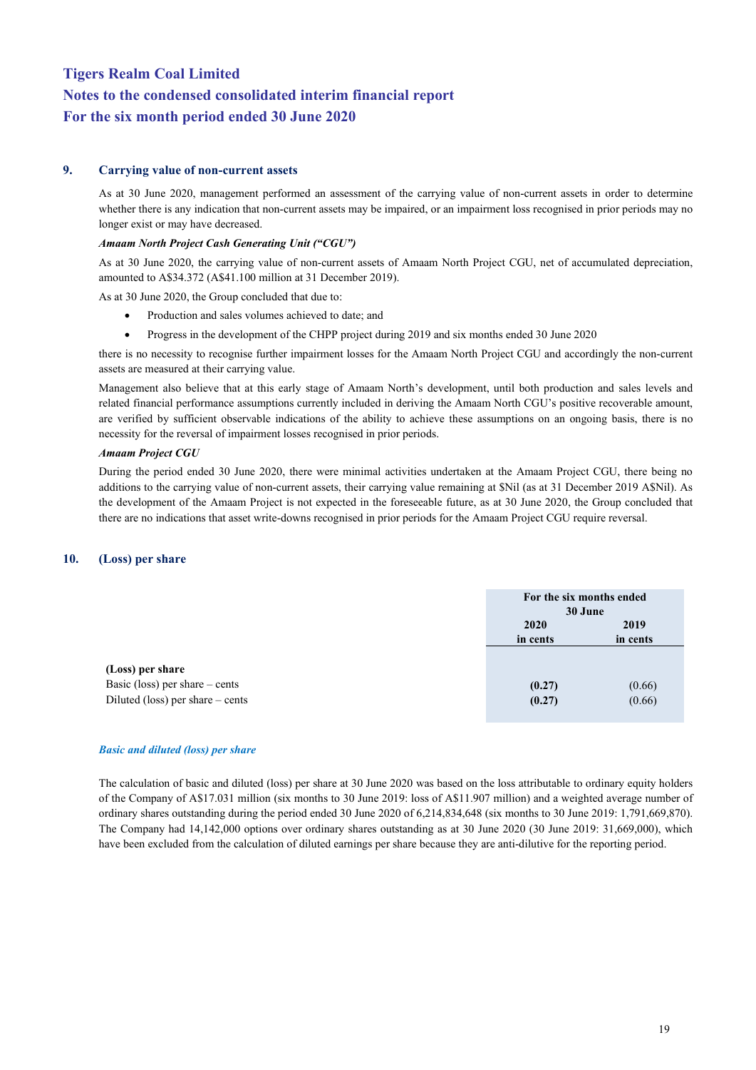# Tigers Realm Coal Limited

# Notes to the condensed consolidated interim financial report

# For the six month period ended 30 June 2020

## 9. Carrying value of non-current assets

As at 30 June 2020, management performed an assessment of the carrying value of non-current assets in order to determine whether there is any indication that non-current assets may be impaired, or an impairment loss recognised in prior periods may no longer exist or may have decreased.

***Amaam North Project Cash Generating Unit ("CGU")***

As at 30 June 2020, the carrying value of non-current assets of Amaam North Project CGU, net of accumulated depreciation, amounted to A$34.372 (A$41.100 million at 31 December 2019).

As at 30 June 2020, the Group concluded that due to:

- Production and sales volumes achieved to date; and
- Progress in the development of the CHPP project during 2019 and six months ended 30 June 2020

there is no necessity to recognise further impairment losses for the Amaam North Project CGU and accordingly the non-current assets are measured at their carrying value.

Management also believe that at this early stage of Amaam North's development, until both production and sales levels and related financial performance assumptions currently included in deriving the Amaam North CGU's positive recoverable amount, are verified by sufficient observable indications of the ability to achieve these assumptions on an ongoing basis, there is no necessity for the reversal of impairment losses recognised in prior periods.

***Amaam Project CGU***

During the period ended 30 June 2020, there were minimal activities undertaken at the Amaam Project CGU, there being no additions to the carrying value of non-current assets, their carrying value remaining at $Nil (as at 31 December 2019 A$Nil). As the development of the Amaam Project is not expected in the foreseeable future, as at 30 June 2020, the Group concluded that there are no indications that asset write-downs recognised in prior periods for the Amaam Project CGU require reversal.

## 10. (Loss) per share

| | For the six months ended 30 June | |
|---|---|---|
| | **2020 in cents** | **2019 in cents** |
| **(Loss) per share** | | |
| Basic (loss) per share – cents | **(0.27)** | (0.66) |
| Diluted (loss) per share – cents | **(0.27)** | (0.66) |

***Basic and diluted (loss) per share***

The calculation of basic and diluted (loss) per share at 30 June 2020 was based on the loss attributable to ordinary equity holders of the Company of A$17.031 million (six months to 30 June 2019: loss of A$11.907 million) and a weighted average number of ordinary shares outstanding during the period ended 30 June 2020 of 6,214,834,648 (six months to 30 June 2019: 1,791,669,870). The Company had 14,142,000 options over ordinary shares outstanding as at 30 June 2020 (30 June 2019: 31,669,000), which have been excluded from the calculation of diluted earnings per share because they are anti-dilutive for the reporting period.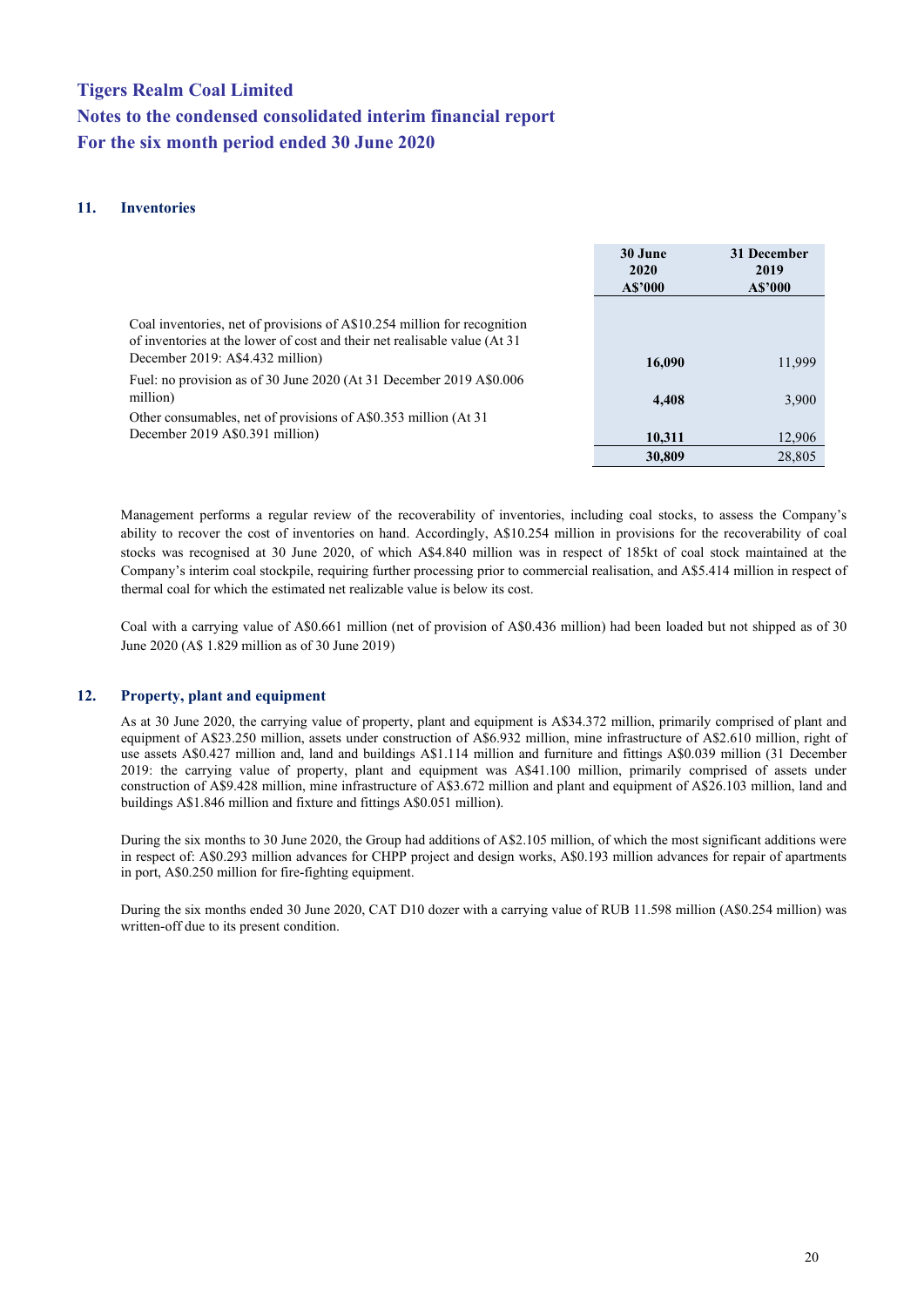# Tigers Realm Coal Limited
# Notes to the condensed consolidated interim financial report
# For the six month period ended 30 June 2020

## 11. Inventories

| | 30 June 2020 A$'000 | 31 December 2019 A$'000 |
|---|---|---|
| Coal inventories, net of provisions of A$10.254 million for recognition of inventories at the lower of cost and their net realisable value (At 31 December 2019: A$4.432 million) | **16,090** | 11,999 |
| Fuel: no provision as of 30 June 2020 (At 31 December 2019 A$0.006 million) | **4,408** | 3,900 |
| Other consumables, net of provisions of A$0.353 million (At 31 December 2019 A$0.391 million) | **10,311** | 12,906 |
| | **30,809** | 28,805 |

Management performs a regular review of the recoverability of inventories, including coal stocks, to assess the Company's ability to recover the cost of inventories on hand. Accordingly, A$10.254 million in provisions for the recoverability of coal stocks was recognised at 30 June 2020, of which A$4.840 million was in respect of 185kt of coal stock maintained at the Company's interim coal stockpile, requiring further processing prior to commercial realisation, and A$5.414 million in respect of thermal coal for which the estimated net realizable value is below its cost.

Coal with a carrying value of A$0.661 million (net of provision of A$0.436 million) had been loaded but not shipped as of 30 June 2020 (A$ 1.829 million as of 30 June 2019)

## 12. Property, plant and equipment

As at 30 June 2020, the carrying value of property, plant and equipment is A$34.372 million, primarily comprised of plant and equipment of A$23.250 million, assets under construction of A$6.932 million, mine infrastructure of A$2.610 million, right of use assets A$0.427 million and, land and buildings A$1.114 million and furniture and fittings A$0.039 million (31 December 2019: the carrying value of property, plant and equipment was A$41.100 million, primarily comprised of assets under construction of A$9.428 million, mine infrastructure of A$3.672 million and plant and equipment of A$26.103 million, land and buildings A$1.846 million and fixture and fittings A$0.051 million).

During the six months to 30 June 2020, the Group had additions of A$2.105 million, of which the most significant additions were in respect of: A$0.293 million advances for CHPP project and design works, A$0.193 million advances for repair of apartments in port, A$0.250 million for fire-fighting equipment.

During the six months ended 30 June 2020, CAT D10 dozer with a carrying value of RUB 11.598 million (A$0.254 million) was written-off due to its present condition.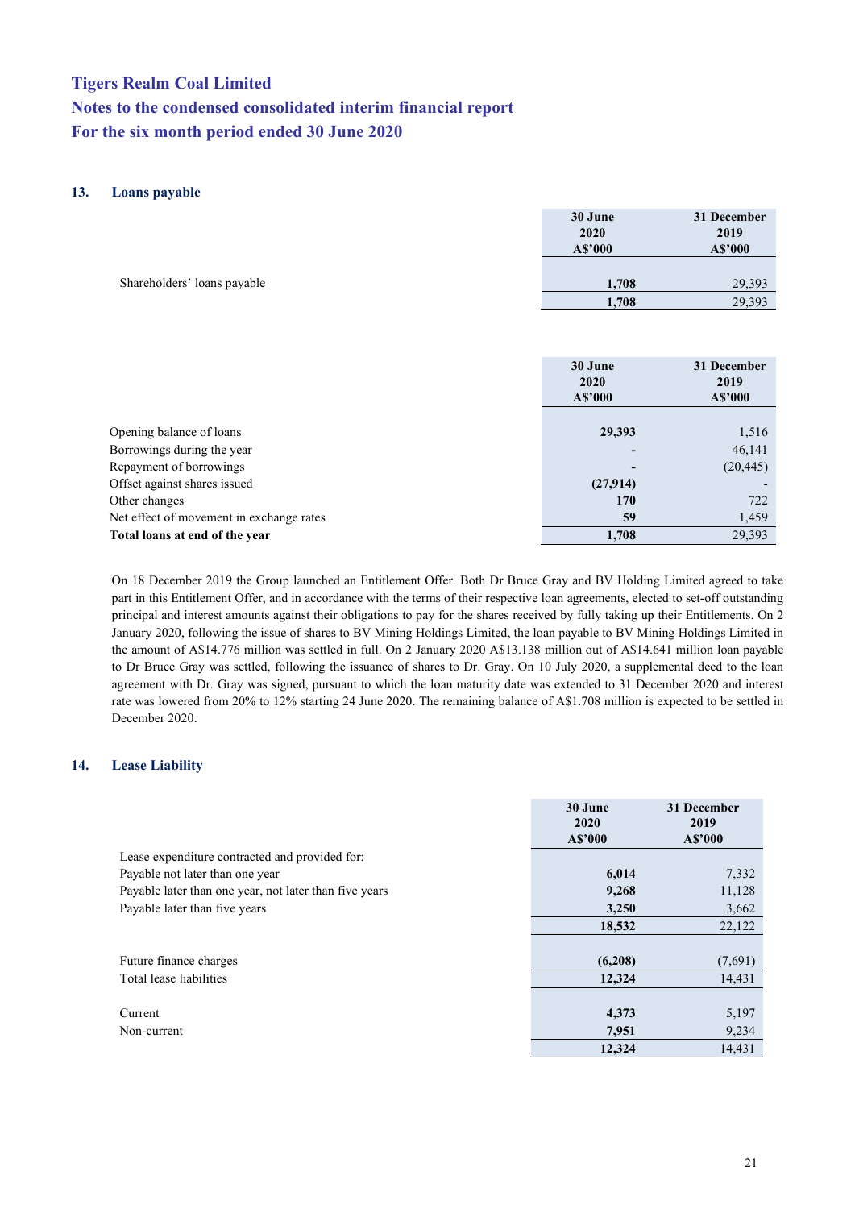# Tigers Realm Coal Limited
# Notes to the condensed consolidated interim financial report
# For the six month period ended 30 June 2020

## 13. Loans payable

| | 30 June 2020 A$'000 | 31 December 2019 A$'000 |
|---|---|---|
| Shareholders' loans payable | **1,708** | 29,393 |
| | **1,708** | 29,393 |

| | 30 June 2020 A$'000 | 31 December 2019 A$'000 |
|---|---|---|
| Opening balance of loans | **29,393** | 1,516 |
| Borrowings during the year | **-** | 46,141 |
| Repayment of borrowings | **-** | (20,445) |
| Offset against shares issued | **(27,914)** | - |
| Other changes | **170** | 722 |
| Net effect of movement in exchange rates | **59** | 1,459 |
| **Total loans at end of the year** | **1,708** | 29,393 |

On 18 December 2019 the Group launched an Entitlement Offer. Both Dr Bruce Gray and BV Holding Limited agreed to take part in this Entitlement Offer, and in accordance with the terms of their respective loan agreements, elected to set-off outstanding principal and interest amounts against their obligations to pay for the shares received by fully taking up their Entitlements. On 2 January 2020, following the issue of shares to BV Mining Holdings Limited, the loan payable to BV Mining Holdings Limited in the amount of A$14.776 million was settled in full. On 2 January 2020 A$13.138 million out of A$14.641 million loan payable to Dr Bruce Gray was settled, following the issuance of shares to Dr. Gray. On 10 July 2020, a supplemental deed to the loan agreement with Dr. Gray was signed, pursuant to which the loan maturity date was extended to 31 December 2020 and interest rate was lowered from 20% to 12% starting 24 June 2020. The remaining balance of A$1.708 million is expected to be settled in December 2020.

## 14. Lease Liability

| | 30 June 2020 A$'000 | 31 December 2019 A$'000 |
|---|---|---|
| Lease expenditure contracted and provided for: | | |
| Payable not later than one year | **6,014** | 7,332 |
| Payable later than one year, not later than five years | **9,268** | 11,128 |
| Payable later than five years | **3,250** | 3,662 |
| | **18,532** | 22,122 |
| | | |
| Future finance charges | **(6,208)** | (7,691) |
| Total lease liabilities | **12,324** | 14,431 |
| | | |
| Current | **4,373** | 5,197 |
| Non-current | **7,951** | 9,234 |
| | **12,324** | 14,431 |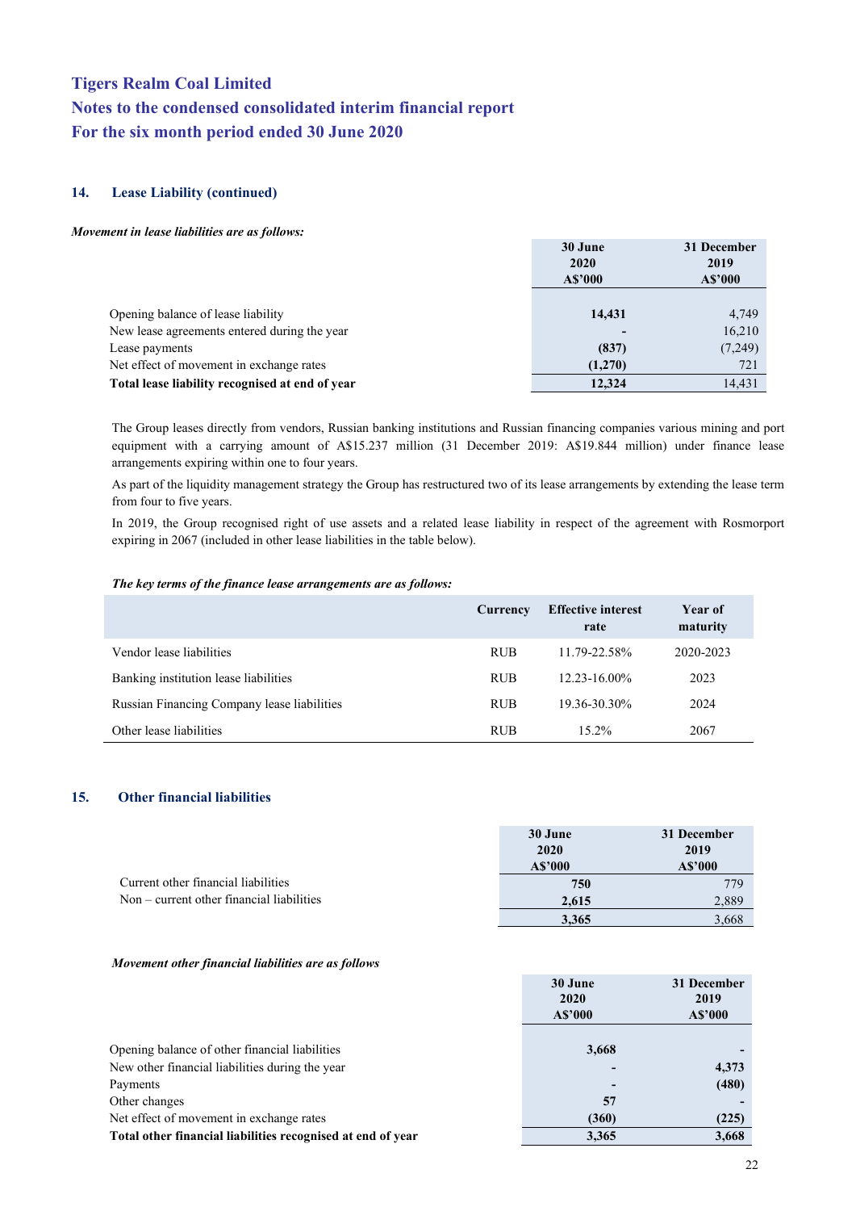# Tigers Realm Coal Limited
# Notes to the condensed consolidated interim financial report
# For the six month period ended 30 June 2020

### 14. Lease Liability (continued)

***Movement in lease liabilities are as follows:***

| | 30 June 2020 A$'000 | 31 December 2019 A$'000 |
|---|---|---|
| Opening balance of lease liability | **14,431** | 4,749 |
| New lease agreements entered during the year | **-** | 16,210 |
| Lease payments | **(837)** | (7,249) |
| Net effect of movement in exchange rates | **(1,270)** | 721 |
| **Total lease liability recognised at end of year** | **12,324** | 14,431 |

The Group leases directly from vendors, Russian banking institutions and Russian financing companies various mining and port equipment with a carrying amount of A$15.237 million (31 December 2019: A$19.844 million) under finance lease arrangements expiring within one to four years.

As part of the liquidity management strategy the Group has restructured two of its lease arrangements by extending the lease term from four to five years.

In 2019, the Group recognised right of use assets and a related lease liability in respect of the agreement with Rosmorport expiring in 2067 (included in other lease liabilities in the table below).

***The key terms of the finance lease arrangements are as follows:***

| | Currency | Effective interest rate | Year of maturity |
|---|---|---|---|
| Vendor lease liabilities | RUB | 11.79-22.58% | 2020-2023 |
| Banking institution lease liabilities | RUB | 12.23-16.00% | 2023 |
| Russian Financing Company lease liabilities | RUB | 19.36-30.30% | 2024 |
| Other lease liabilities | RUB | 15.2% | 2067 |

### 15. Other financial liabilities

| | 30 June 2020 A$'000 | 31 December 2019 A$'000 |
|---|---|---|
| Current other financial liabilities | **750** | 779 |
| Non – current other financial liabilities | **2,615** | 2,889 |
| | **3,365** | 3,668 |

***Movement other financial liabilities are as follows***

| | 30 June 2020 A$'000 | 31 December 2019 A$'000 |
|---|---|---|
| Opening balance of other financial liabilities | **3,668** | **-** |
| New other financial liabilities during the year | **-** | **4,373** |
| Payments | **-** | **(480)** |
| Other changes | **57** | **-** |
| Net effect of movement in exchange rates | **(360)** | **(225)** |
| **Total other financial liabilities recognised at end of year** | **3,365** | **3,668** |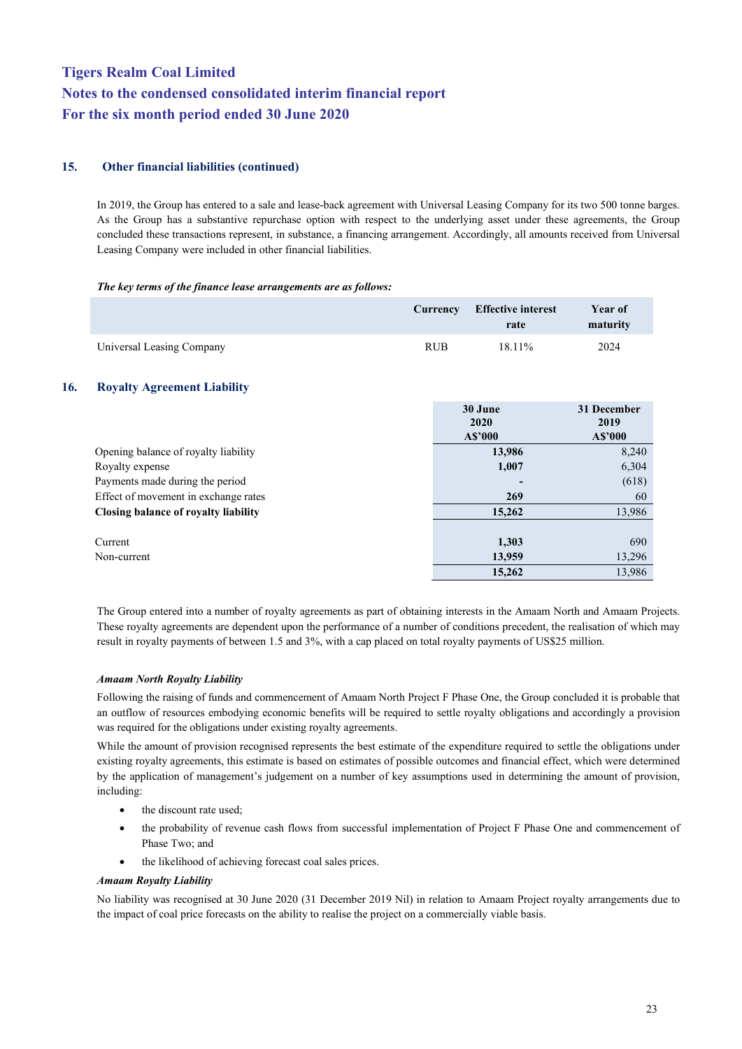## 15. Other financial liabilities (continued)

In 2019, the Group has entered to a sale and lease-back agreement with Universal Leasing Company for its two 500 tonne barges. As the Group has a substantive repurchase option with respect to the underlying asset under these agreements, the Group concluded these transactions represent, in substance, a financing arrangement. Accordingly, all amounts received from Universal Leasing Company were included in other financial liabilities.

***The key terms of the finance lease arrangements are as follows:***

| | Currency | Effective interest rate | Year of maturity |
|---|---|---|---|
| Universal Leasing Company | RUB | 18.11% | 2024 |

## 16. Royalty Agreement Liability

| | 30 June 2020 A$'000 | 31 December 2019 A$'000 |
|---|---|---|
| Opening balance of royalty liability | **13,986** | 8,240 |
| Royalty expense | **1,007** | 6,304 |
| Payments made during the period | **-** | (618) |
| Effect of movement in exchange rates | **269** | 60 |
| **Closing balance of royalty liability** | **15,262** | 13,986 |
| | | |
| Current | **1,303** | 690 |
| Non-current | **13,959** | 13,296 |
| | **15,262** | 13,986 |

The Group entered into a number of royalty agreements as part of obtaining interests in the Amaam North and Amaam Projects. These royalty agreements are dependent upon the performance of a number of conditions precedent, the realisation of which may result in royalty payments of between 1.5 and 3%, with a cap placed on total royalty payments of US$25 million.

***Amaam North Royalty Liability***

Following the raising of funds and commencement of Amaam North Project F Phase One, the Group concluded it is probable that an outflow of resources embodying economic benefits will be required to settle royalty obligations and accordingly a provision was required for the obligations under existing royalty agreements.

While the amount of provision recognised represents the best estimate of the expenditure required to settle the obligations under existing royalty agreements, this estimate is based on estimates of possible outcomes and financial effect, which were determined by the application of management's judgement on a number of key assumptions used in determining the amount of provision, including:

- the discount rate used;
- the probability of revenue cash flows from successful implementation of Project F Phase One and commencement of Phase Two; and
- the likelihood of achieving forecast coal sales prices.

***Amaam Royalty Liability***

No liability was recognised at 30 June 2020 (31 December 2019 Nil) in relation to Amaam Project royalty arrangements due to the impact of coal price forecasts on the ability to realise the project on a commercially viable basis.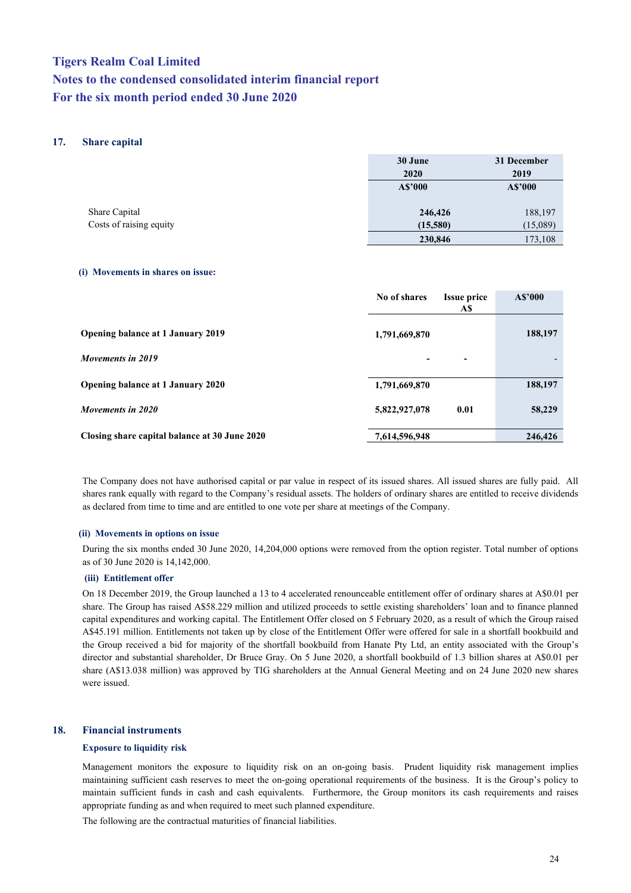# Tigers Realm Coal Limited

# Notes to the condensed consolidated interim financial report

# For the six month period ended 30 June 2020

## 17. Share capital

| | 30 June 2020 A$'000 | 31 December 2019 A$'000 |
|---|---|---|
| Share Capital | **246,426** | 188,197 |
| Costs of raising equity | **(15,580)** | (15,089) |
| | **230,846** | 173,108 |

### (i) Movements in shares on issue:

| | No of shares | Issue price A$ | A$'000 |
|---|---|---|---|
| **Opening balance at 1 January 2019** | **1,791,669,870** | | **188,197** |
| ***Movements in 2019*** | **-** | **-** | - |
| **Opening balance at 1 January 2020** | **1,791,669,870** | | **188,197** |
| ***Movements in 2020*** | **5,822,927,078** | **0.01** | **58,229** |
| **Closing share capital balance at 30 June 2020** | **7,614,596,948** | | **246,426** |

The Company does not have authorised capital or par value in respect of its issued shares. All issued shares are fully paid. All shares rank equally with regard to the Company's residual assets. The holders of ordinary shares are entitled to receive dividends as declared from time to time and are entitled to one vote per share at meetings of the Company.

### (ii) Movements in options on issue

During the six months ended 30 June 2020, 14,204,000 options were removed from the option register. Total number of options as of 30 June 2020 is 14,142,000.

### (iii) Entitlement offer

On 18 December 2019, the Group launched a 13 to 4 accelerated renounceable entitlement offer of ordinary shares at A$0.01 per share. The Group has raised A$58.229 million and utilized proceeds to settle existing shareholders' loan and to finance planned capital expenditures and working capital. The Entitlement Offer closed on 5 February 2020, as a result of which the Group raised A$45.191 million. Entitlements not taken up by close of the Entitlement Offer were offered for sale in a shortfall bookbuild and the Group received a bid for majority of the shortfall bookbuild from Hanate Pty Ltd, an entity associated with the Group's director and substantial shareholder, Dr Bruce Gray. On 5 June 2020, a shortfall bookbuild of 1.3 billion shares at A$0.01 per share (A$13.038 million) was approved by TIG shareholders at the Annual General Meeting and on 24 June 2020 new shares were issued.

## 18. Financial instruments

### Exposure to liquidity risk

Management monitors the exposure to liquidity risk on an on-going basis. Prudent liquidity risk management implies maintaining sufficient cash reserves to meet the on-going operational requirements of the business. It is the Group's policy to maintain sufficient funds in cash and cash equivalents. Furthermore, the Group monitors its cash requirements and raises appropriate funding as and when required to meet such planned expenditure.

The following are the contractual maturities of financial liabilities.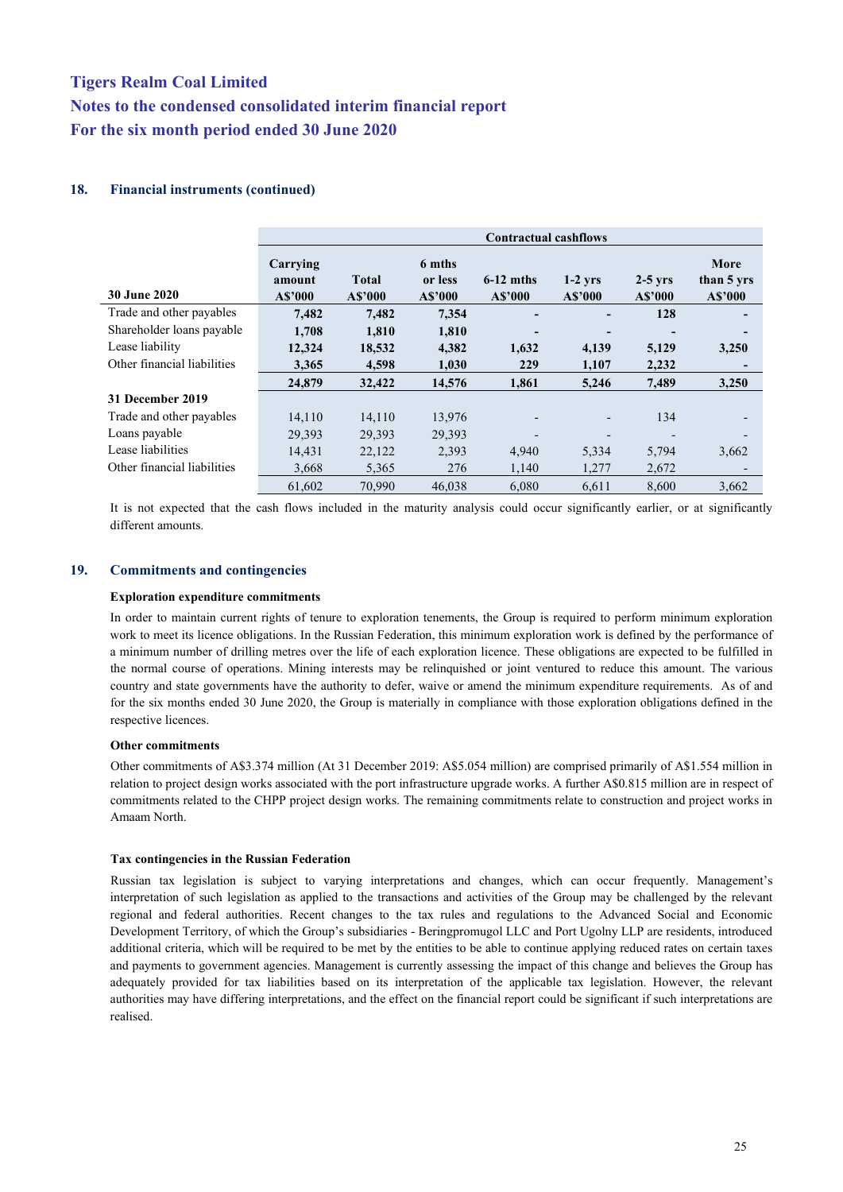## 18. Financial instruments (continued)

| | | Contractual cashflows | | | | | |
|---|---|---|---|---|---|---|---|
| **30 June 2020** | **Carrying amount A$'000** | **Total A$'000** | **6 mths or less A$'000** | **6-12 mths A$'000** | **1-2 yrs A$'000** | **2-5 yrs A$'000** | **More than 5 yrs A$'000** |
| Trade and other payables | **7,482** | **7,482** | **7,354** | **-** | **-** | **128** | **-** |
| Shareholder loans payable | **1,708** | **1,810** | **1,810** | **-** | **-** | **-** | **-** |
| Lease liability | **12,324** | **18,532** | **4,382** | **1,632** | **4,139** | **5,129** | **3,250** |
| Other financial liabilities | **3,365** | **4,598** | **1,030** | **229** | **1,107** | **2,232** | **-** |
| | **24,879** | **32,422** | **14,576** | **1,861** | **5,246** | **7,489** | **3,250** |
| **31 December 2019** | | | | | | | |
| Trade and other payables | 14,110 | 14,110 | 13,976 | - | - | 134 | - |
| Loans payable | 29,393 | 29,393 | 29,393 | - | - | - | - |
| Lease liabilities | 14,431 | 22,122 | 2,393 | 4,940 | 5,334 | 5,794 | 3,662 |
| Other financial liabilities | 3,668 | 5,365 | 276 | 1,140 | 1,277 | 2,672 | - |
| | 61,602 | 70,990 | 46,038 | 6,080 | 6,611 | 8,600 | 3,662 |

It is not expected that the cash flows included in the maturity analysis could occur significantly earlier, or at significantly different amounts.

## 19. Commitments and contingencies

**Exploration expenditure commitments**

In order to maintain current rights of tenure to exploration tenements, the Group is required to perform minimum exploration work to meet its licence obligations. In the Russian Federation, this minimum exploration work is defined by the performance of a minimum number of drilling metres over the life of each exploration licence. These obligations are expected to be fulfilled in the normal course of operations. Mining interests may be relinquished or joint ventured to reduce this amount. The various country and state governments have the authority to defer, waive or amend the minimum expenditure requirements. As of and for the six months ended 30 June 2020, the Group is materially in compliance with those exploration obligations defined in the respective licences.

**Other commitments**

Other commitments of A$3.374 million (At 31 December 2019: A$5.054 million) are comprised primarily of A$1.554 million in relation to project design works associated with the port infrastructure upgrade works. A further A$0.815 million are in respect of commitments related to the CHPP project design works. The remaining commitments relate to construction and project works in Amaam North.

**Tax contingencies in the Russian Federation**

Russian tax legislation is subject to varying interpretations and changes, which can occur frequently. Management's interpretation of such legislation as applied to the transactions and activities of the Group may be challenged by the relevant regional and federal authorities. Recent changes to the tax rules and regulations to the Advanced Social and Economic Development Territory, of which the Group's subsidiaries - Beringpromugol LLC and Port Ugolny LLP are residents, introduced additional criteria, which will be required to be met by the entities to be able to continue applying reduced rates on certain taxes and payments to government agencies. Management is currently assessing the impact of this change and believes the Group has adequately provided for tax liabilities based on its interpretation of the applicable tax legislation. However, the relevant authorities may have differing interpretations, and the effect on the financial report could be significant if such interpretations are realised.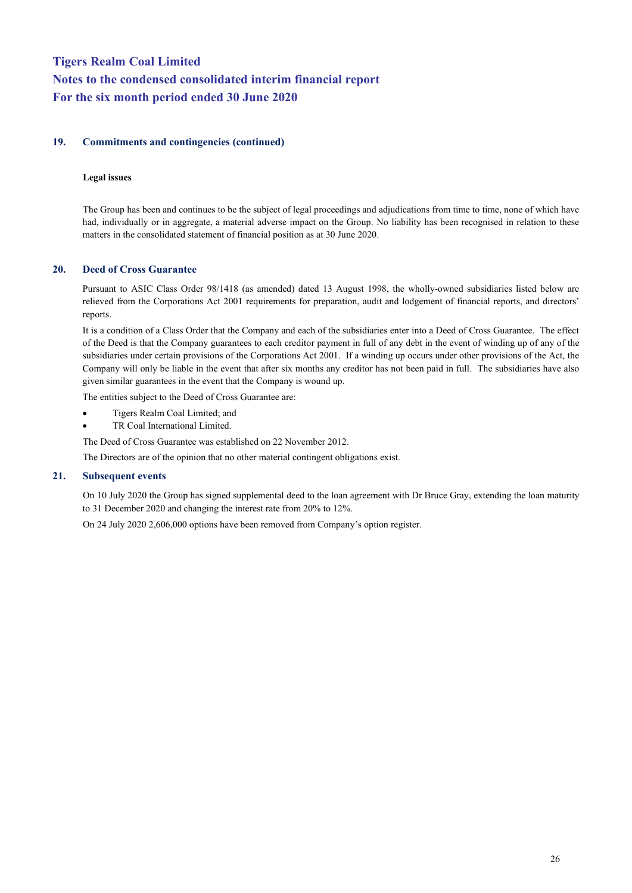# Tigers Realm Coal Limited
# Notes to the condensed consolidated interim financial report
# For the six month period ended 30 June 2020

## 19. Commitments and contingencies (continued)

**Legal issues**

The Group has been and continues to be the subject of legal proceedings and adjudications from time to time, none of which have had, individually or in aggregate, a material adverse impact on the Group. No liability has been recognised in relation to these matters in the consolidated statement of financial position as at 30 June 2020.

## 20. Deed of Cross Guarantee

Pursuant to ASIC Class Order 98/1418 (as amended) dated 13 August 1998, the wholly-owned subsidiaries listed below are relieved from the Corporations Act 2001 requirements for preparation, audit and lodgement of financial reports, and directors' reports.

It is a condition of a Class Order that the Company and each of the subsidiaries enter into a Deed of Cross Guarantee. The effect of the Deed is that the Company guarantees to each creditor payment in full of any debt in the event of winding up of any of the subsidiaries under certain provisions of the Corporations Act 2001. If a winding up occurs under other provisions of the Act, the Company will only be liable in the event that after six months any creditor has not been paid in full. The subsidiaries have also given similar guarantees in the event that the Company is wound up.

The entities subject to the Deed of Cross Guarantee are:

- Tigers Realm Coal Limited; and
- TR Coal International Limited.

The Deed of Cross Guarantee was established on 22 November 2012.

The Directors are of the opinion that no other material contingent obligations exist.

## 21. Subsequent events

On 10 July 2020 the Group has signed supplemental deed to the loan agreement with Dr Bruce Gray, extending the loan maturity to 31 December 2020 and changing the interest rate from 20% to 12%.

On 24 July 2020 2,606,000 options have been removed from Company's option register.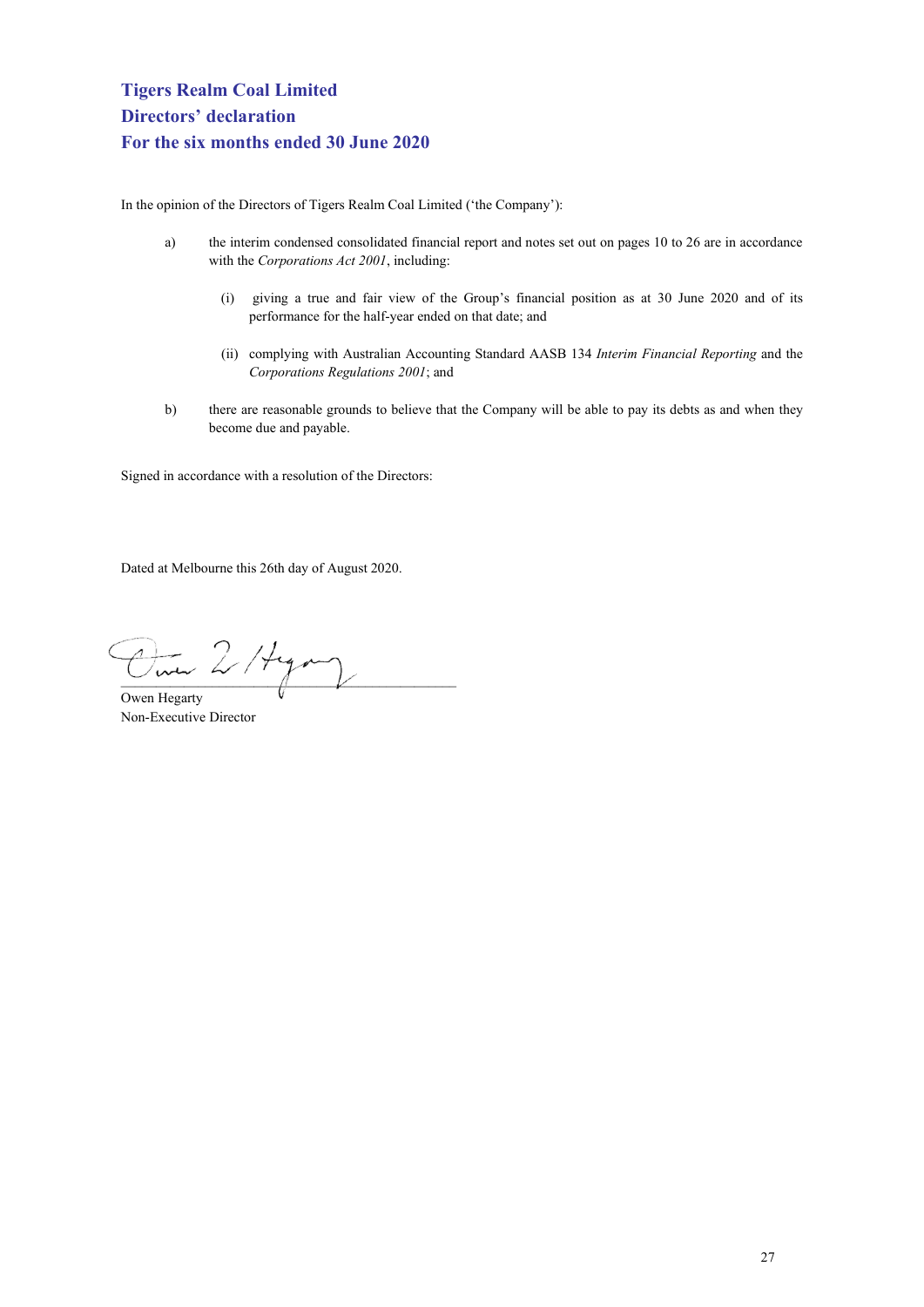# Tigers Realm Coal Limited
## Directors' declaration
## For the six months ended 30 June 2020

In the opinion of the Directors of Tigers Realm Coal Limited ('the Company'):

a) the interim condensed consolidated financial report and notes set out on pages 10 to 26 are in accordance with the *Corporations Act 2001*, including:

   (i) giving a true and fair view of the Group's financial position as at 30 June 2020 and of its performance for the half-year ended on that date; and

   (ii) complying with Australian Accounting Standard AASB 134 *Interim Financial Reporting* and the *Corporations Regulations 2001*; and

b) there are reasonable grounds to believe that the Company will be able to pay its debts as and when they become due and payable.

Signed in accordance with a resolution of the Directors:

Dated at Melbourne this 26th day of August 2020.

Owen Hegarty
Non-Executive Director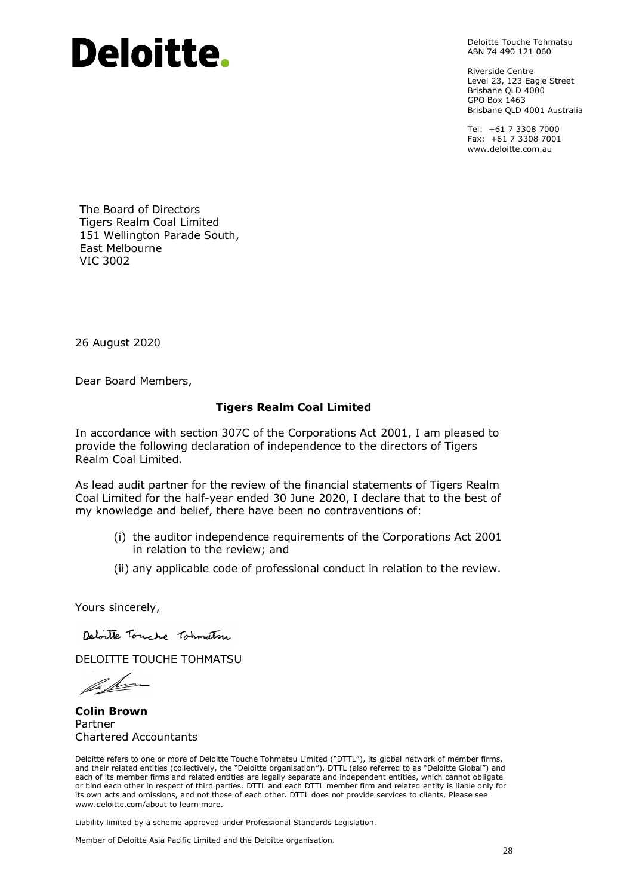# Deloitte.

Deloitte Touche Tohmatsu
ABN 74 490 121 060

Riverside Centre
Level 23, 123 Eagle Street
Brisbane QLD 4000
GPO Box 1463
Brisbane QLD 4001 Australia

Tel: +61 7 3308 7000
Fax: +61 7 3308 7001
www.deloitte.com.au

The Board of Directors
Tigers Realm Coal Limited
151 Wellington Parade South,
East Melbourne
VIC 3002

26 August 2020

Dear Board Members,

**Tigers Realm Coal Limited**

In accordance with section 307C of the Corporations Act 2001, I am pleased to provide the following declaration of independence to the directors of Tigers Realm Coal Limited.

As lead audit partner for the review of the financial statements of Tigers Realm Coal Limited for the half-year ended 30 June 2020, I declare that to the best of my knowledge and belief, there have been no contraventions of:

(i) the auditor independence requirements of the Corporations Act 2001 in relation to the review; and

(ii) any applicable code of professional conduct in relation to the review.

Yours sincerely,

Deloitte Touche Tohmatsu

DELOITTE TOUCHE TOHMATSU

**Colin Brown**
Partner
Chartered Accountants

Deloitte refers to one or more of Deloitte Touche Tohmatsu Limited ("DTTL"), its global network of member firms, and their related entities (collectively, the "Deloitte organisation"). DTTL (also referred to as "Deloitte Global") and each of its member firms and related entities are legally separate and independent entities, which cannot obligate or bind each other in respect of third parties. DTTL and each DTTL member firm and related entity is liable only for its own acts and omissions, and not those of each other. DTTL does not provide services to clients. Please see www.deloitte.com/about to learn more.

Liability limited by a scheme approved under Professional Standards Legislation.

Member of Deloitte Asia Pacific Limited and the Deloitte organisation.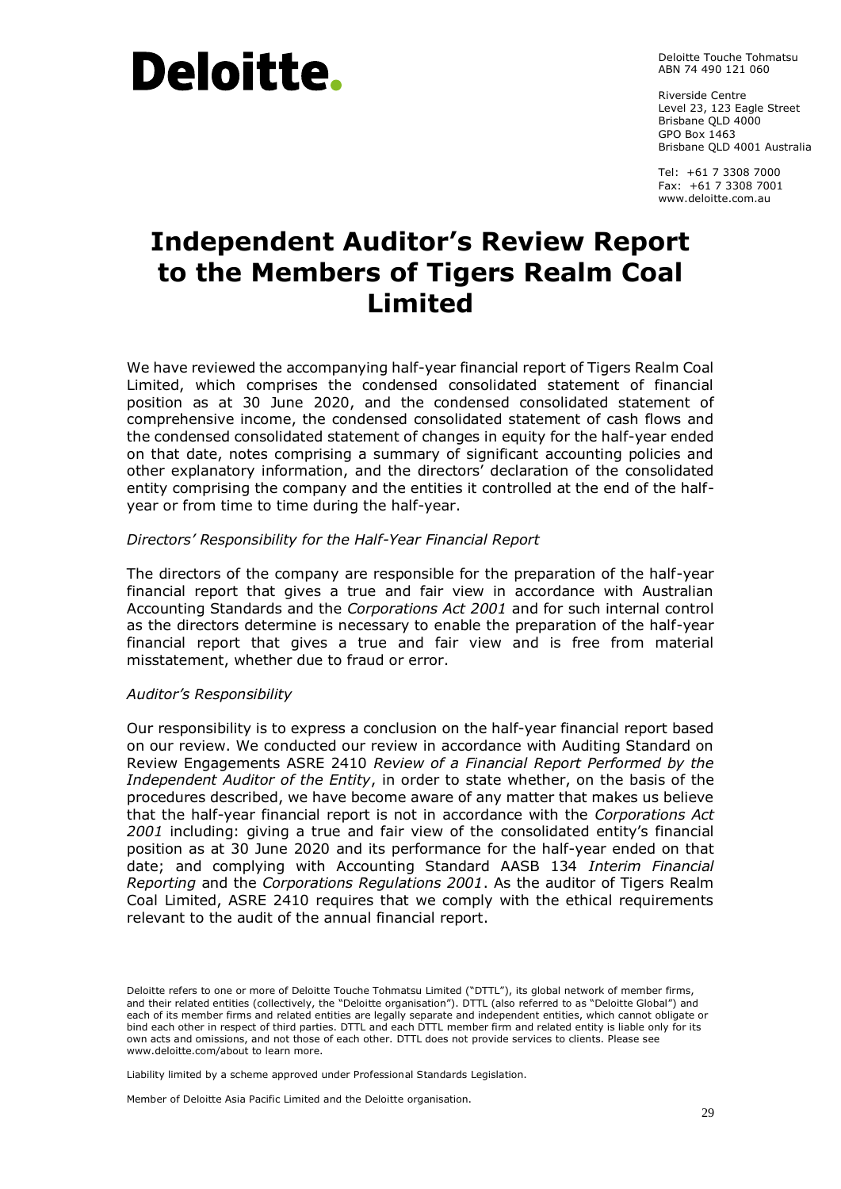**Deloitte.**

Deloitte Touche Tohmatsu
ABN 74 490 121 060

Riverside Centre
Level 23, 123 Eagle Street
Brisbane QLD 4000
GPO Box 1463
Brisbane QLD 4001 Australia

Tel: +61 7 3308 7000
Fax: +61 7 3308 7001
www.deloitte.com.au

# Independent Auditor's Review Report to the Members of Tigers Realm Coal Limited

We have reviewed the accompanying half-year financial report of Tigers Realm Coal Limited, which comprises the condensed consolidated statement of financial position as at 30 June 2020, and the condensed consolidated statement of comprehensive income, the condensed consolidated statement of cash flows and the condensed consolidated statement of changes in equity for the half-year ended on that date, notes comprising a summary of significant accounting policies and other explanatory information, and the directors' declaration of the consolidated entity comprising the company and the entities it controlled at the end of the half-year or from time to time during the half-year.

*Directors' Responsibility for the Half-Year Financial Report*

The directors of the company are responsible for the preparation of the half-year financial report that gives a true and fair view in accordance with Australian Accounting Standards and the *Corporations Act 2001* and for such internal control as the directors determine is necessary to enable the preparation of the half-year financial report that gives a true and fair view and is free from material misstatement, whether due to fraud or error.

*Auditor's Responsibility*

Our responsibility is to express a conclusion on the half-year financial report based on our review. We conducted our review in accordance with Auditing Standard on Review Engagements ASRE 2410 *Review of a Financial Report Performed by the Independent Auditor of the Entity*, in order to state whether, on the basis of the procedures described, we have become aware of any matter that makes us believe that the half-year financial report is not in accordance with the *Corporations Act 2001* including: giving a true and fair view of the consolidated entity's financial position as at 30 June 2020 and its performance for the half-year ended on that date; and complying with Accounting Standard AASB 134 *Interim Financial Reporting* and the *Corporations Regulations 2001*. As the auditor of Tigers Realm Coal Limited, ASRE 2410 requires that we comply with the ethical requirements relevant to the audit of the annual financial report.

Deloitte refers to one or more of Deloitte Touche Tohmatsu Limited ("DTTL"), its global network of member firms, and their related entities (collectively, the "Deloitte organisation"). DTTL (also referred to as "Deloitte Global") and each of its member firms and related entities are legally separate and independent entities, which cannot obligate or bind each other in respect of third parties. DTTL and each DTTL member firm and related entity is liable only for its own acts and omissions, and not those of each other. DTTL does not provide services to clients. Please see www.deloitte.com/about to learn more.

Liability limited by a scheme approved under Professional Standards Legislation.

Member of Deloitte Asia Pacific Limited and the Deloitte organisation.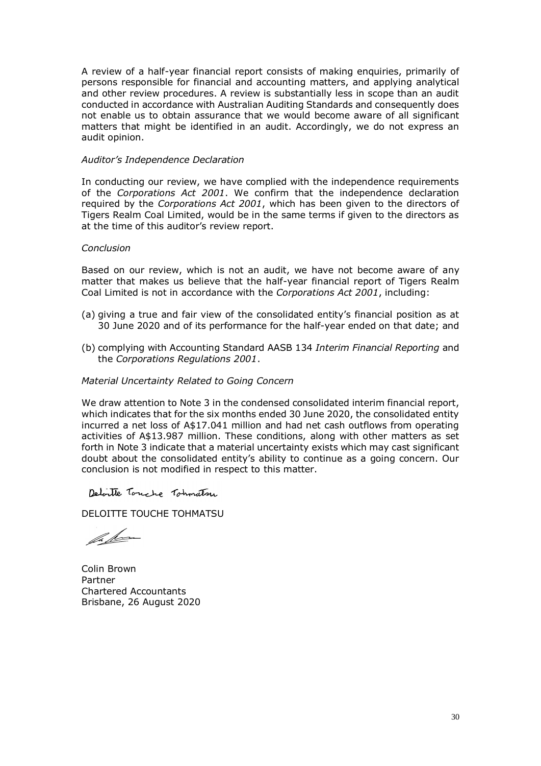A review of a half-year financial report consists of making enquiries, primarily of persons responsible for financial and accounting matters, and applying analytical and other review procedures. A review is substantially less in scope than an audit conducted in accordance with Australian Auditing Standards and consequently does not enable us to obtain assurance that we would become aware of all significant matters that might be identified in an audit. Accordingly, we do not express an audit opinion.

*Auditor's Independence Declaration*

In conducting our review, we have complied with the independence requirements of the *Corporations Act 2001*. We confirm that the independence declaration required by the *Corporations Act 2001*, which has been given to the directors of Tigers Realm Coal Limited, would be in the same terms if given to the directors as at the time of this auditor's review report.

*Conclusion*

Based on our review, which is not an audit, we have not become aware of any matter that makes us believe that the half-year financial report of Tigers Realm Coal Limited is not in accordance with the *Corporations Act 2001*, including:

(a) giving a true and fair view of the consolidated entity's financial position as at 30 June 2020 and of its performance for the half-year ended on that date; and

(b) complying with Accounting Standard AASB 134 *Interim Financial Reporting* and the *Corporations Regulations 2001*.

*Material Uncertainty Related to Going Concern*

We draw attention to Note 3 in the condensed consolidated interim financial report, which indicates that for the six months ended 30 June 2020, the consolidated entity incurred a net loss of A$17.041 million and had net cash outflows from operating activities of A$13.987 million. These conditions, along with other matters as set forth in Note 3 indicate that a material uncertainty exists which may cast significant doubt about the consolidated entity's ability to continue as a going concern. Our conclusion is not modified in respect to this matter.

Deloitte Touche Tohmatsu

DELOITTE TOUCHE TOHMATSU

Colin Brown
Partner
Chartered Accountants
Brisbane, 26 August 2020